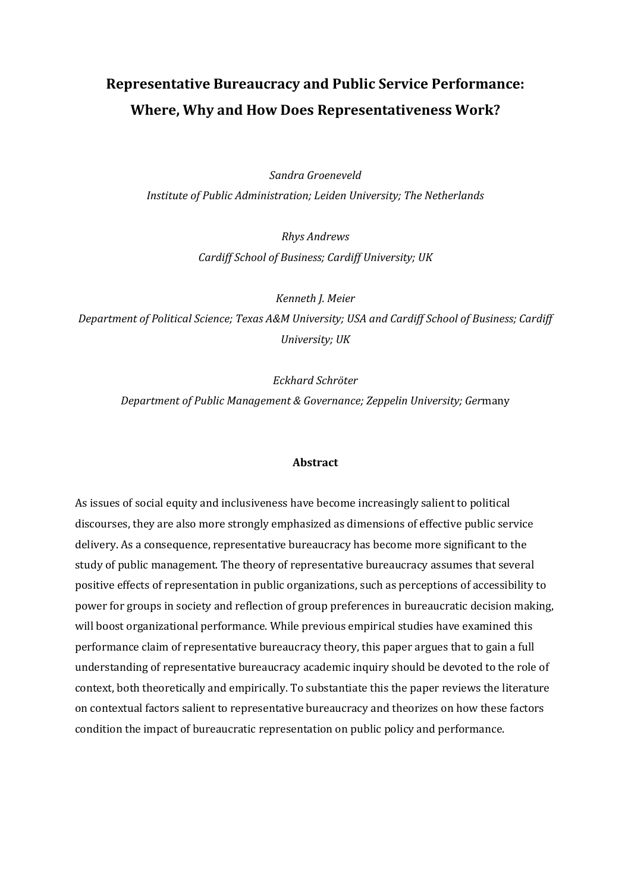# Representative Bureaucracy and Public Service Performance: Where, Why and How Does Representativeness Work?

*Sandra Groeneveld*

*Institute of Public Administration; Leiden University; The Netherlands*

*Rhys Andrews*

*Cardiff School of Business; Cardiff University; UK*

*Kenneth J. Meier*

*Department of Political Science; Texas A&M University; USA and Cardiff School of Business; Cardiff University; UK*

*Eckhard Schröter*

*Department of Public Management & Governance; Zeppelin University; Ger*many

## Abstract

As issues of social equity and inclusiveness have become increasingly salient to political discourses, they are also more strongly emphasized as dimensions of effective public service delivery. As a consequence, representative bureaucracy has become more significant to the study of public management. The theory of representative bureaucracy assumes that several positive effects of representation in public organizations, such as perceptions of accessibility to power for groups in society and reflection of group preferences in bureaucratic decision making, will boost organizational performance. While previous empirical studies have examined this performance claim of representative bureaucracy theory, this paper argues that to gain a full understanding of representative bureaucracy academic inquiry should be devoted to the role of context, both theoretically and empirically. To substantiate this the paper reviews the literature on contextual factors salient to representative bureaucracy and theorizes on how these factors condition the impact of bureaucratic representation on public policy and performance.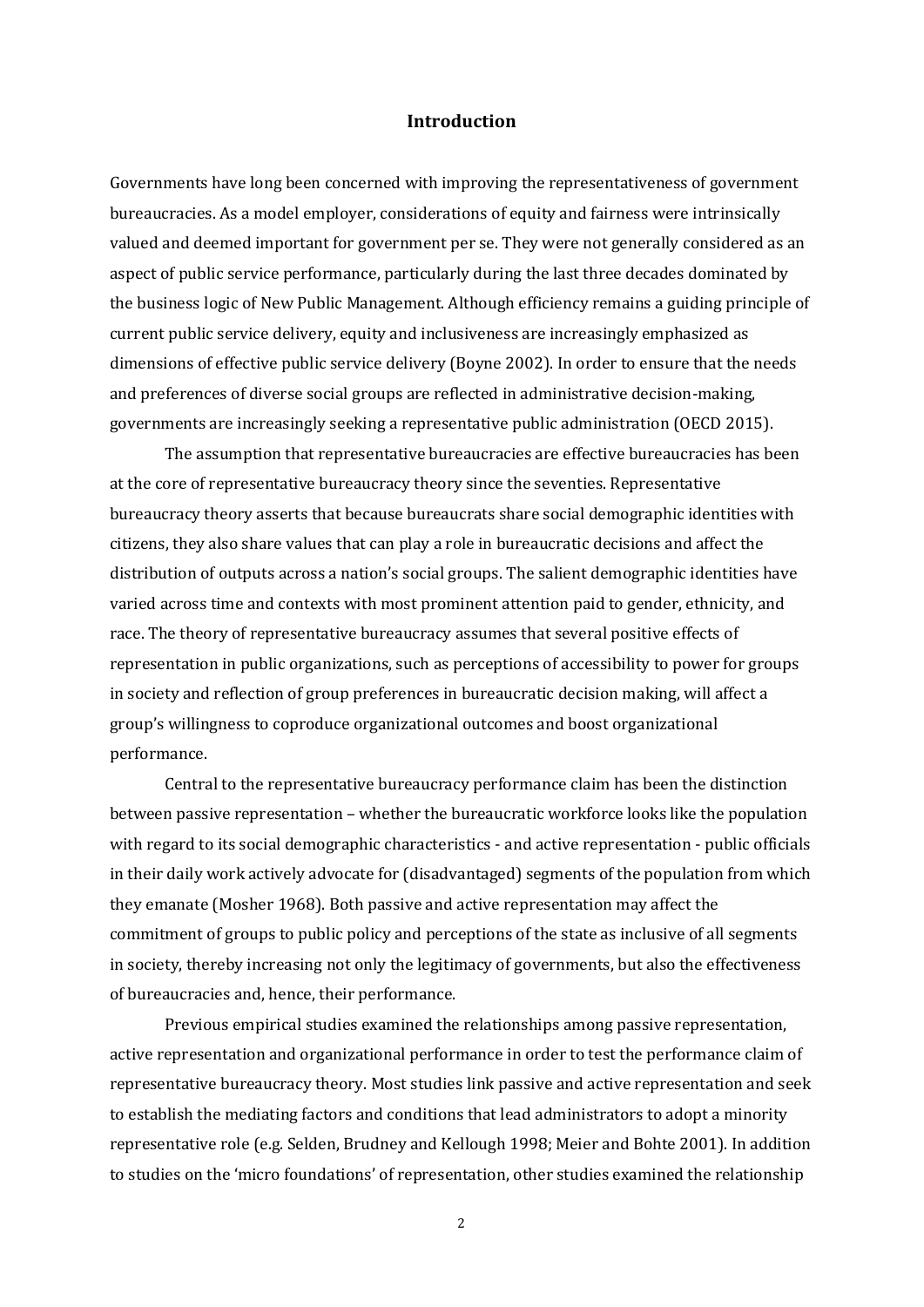# Introduction

Governments have long been concerned with improving the representativeness of government bureaucracies. As a model employer, considerations of equity and fairness were intrinsically valued and deemed important for government per se. They were not generally considered as an aspect of public service performance, particularly during the last three decades dominated by the business logic of New Public Management. Although efficiency remains a guiding principle of current public service delivery, equity and inclusiveness are increasingly emphasized as dimensions of effective public service delivery (Boyne 2002). In order to ensure that the needs and preferences of diverse social groups are reflected in administrative decision-making, governments are increasingly seeking a representative public administration (OECD 2015).

The assumption that representative bureaucracies are effective bureaucracies has been at the core of representative bureaucracy theory since the seventies. Representative bureaucracy theory asserts that because bureaucrats share social demographic identities with citizens, they also share values that can play a role in bureaucratic decisions and affect the distribution of outputs across a nation's social groups. The salient demographic identities have varied across time and contexts with most prominent attention paid to gender, ethnicity, and race. The theory of representative bureaucracy assumes that several positive effects of representation in public organizations, such as perceptions of accessibility to power for groups in society and reflection of group preferences in bureaucratic decision making, will affect a group's willingness to coproduce organizational outcomes and boost organizational performance.

Central to the representative bureaucracy performance claim has been the distinction between passive representation – whether the bureaucratic workforce looks like the population with regard to its social demographic characteristics - and active representation - public officials in their daily work actively advocate for (disadvantaged) segments of the population from which they emanate (Mosher 1968). Both passive and active representation may affect the commitment of groups to public policy and perceptions of the state as inclusive of all segments in society, thereby increasing not only the legitimacy of governments, but also the effectiveness of bureaucracies and, hence, their performance.

Previous empirical studies examined the relationships among passive representation, active representation and organizational performance in order to test the performance claim of representative bureaucracy theory. Most studies link passive and active representation and seek to establish the mediating factors and conditions that lead administrators to adopt a minority representative role (e.g. Selden, Brudney and Kellough 1998; Meier and Bohte 2001). In addition to studies on the 'micro foundations' of representation, other studies examined the relationship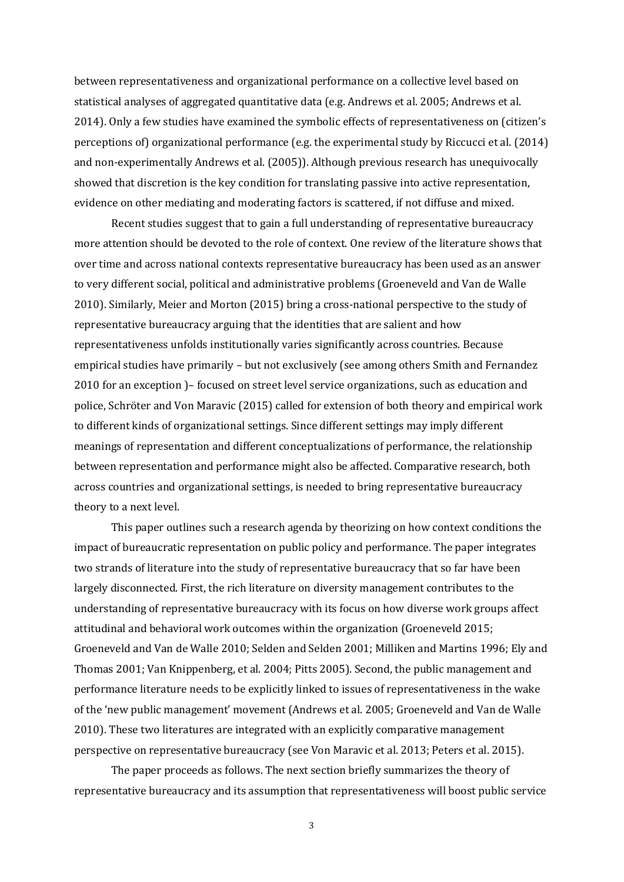between representativeness and organizational performance on a collective level based on statistical analyses of aggregated quantitative data (e.g. Andrews et al. 2005; Andrews et al. 2014). Only a few studies have examined the symbolic effects of representativeness on (citizen's perceptions of) organizational performance (e.g. the experimental study by Riccucci et al. (2014) and non-experimentally Andrews et al. (2005)). Although previous research has unequivocally showed that discretion is the key condition for translating passive into active representation, evidence on other mediating and moderating factors is scattered, if not diffuse and mixed.

Recent studies suggest that to gain a full understanding of representative bureaucracy more attention should be devoted to the role of context. One review of the literature shows that over time and across national contexts representative bureaucracy has been used as an answer to very different social, political and administrative problems (Groeneveld and Van de Walle 2010). Similarly, Meier and Morton (2015) bring a cross-national perspective to the study of representative bureaucracy arguing that the identities that are salient and how representativeness unfolds institutionally varies significantly across countries. Because empirical studies have primarily – but not exclusively (see among others Smith and Fernandez 2010 for an exception )– focused on street level service organizations, such as education and police, Schröter and Von Maravic (2015) called for extension of both theory and empirical work to different kinds of organizational settings. Since different settings may imply different meanings of representation and different conceptualizations of performance, the relationship between representation and performance might also be affected. Comparative research, both across countries and organizational settings, is needed to bring representative bureaucracy theory to a next level.

This paper outlines such a research agenda by theorizing on how context conditions the impact of bureaucratic representation on public policy and performance. The paper integrates two strands of literature into the study of representative bureaucracy that so far have been largely disconnected. First, the rich literature on diversity management contributes to the understanding of representative bureaucracy with its focus on how diverse work groups affect attitudinal and behavioral work outcomes within the organization (Groeneveld 2015; Groeneveld and Van de Walle 2010; Selden and Selden 2001; Milliken and Martins 1996; Ely and Thomas 2001; Van Knippenberg, et al. 2004; Pitts 2005). Second, the public management and performance literature needs to be explicitly linked to issues of representativeness in the wake of the 'new public management' movement (Andrews et al. 2005; Groeneveld and Van de Walle 2010). These two literatures are integrated with an explicitly comparative management perspective on representative bureaucracy (see Von Maravic et al. 2013; Peters et al. 2015).

The paper proceeds as follows. The next section briefly summarizes the theory of representative bureaucracy and its assumption that representativeness will boost public service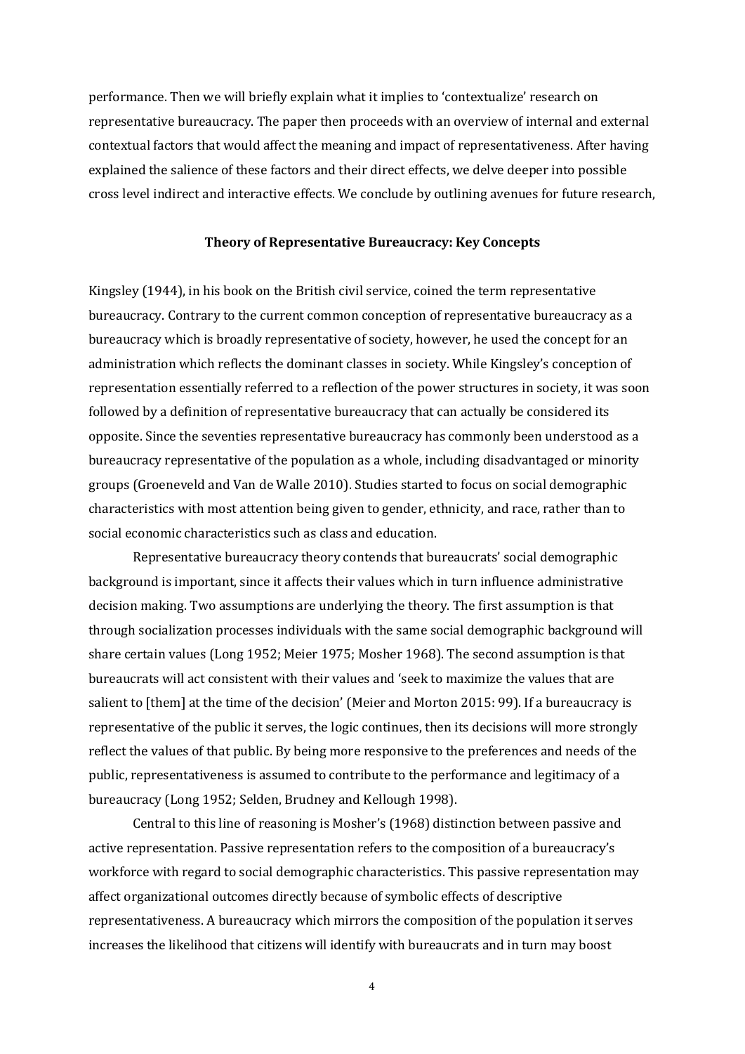performance. Then we will briefly explain what it implies to 'contextualize' research on representative bureaucracy. The paper then proceeds with an overview of internal and external contextual factors that would affect the meaning and impact of representativeness. After having explained the salience of these factors and their direct effects, we delve deeper into possible cross level indirect and interactive effects. We conclude by outlining avenues for future research,

## Theory of Representative Bureaucracy: Key Concepts

Kingsley (1944), in his book on the British civil service, coined the term representative bureaucracy. Contrary to the current common conception of representative bureaucracy as a bureaucracy which is broadly representative of society, however, he used the concept for an administration which reflects the dominant classes in society. While Kingsley's conception of representation essentially referred to a reflection of the power structures in society, it was soon followed by a definition of representative bureaucracy that can actually be considered its opposite. Since the seventies representative bureaucracy has commonly been understood as a bureaucracy representative of the population as a whole, including disadvantaged or minority groups (Groeneveld and Van de Walle 2010). Studies started to focus on social demographic characteristics with most attention being given to gender, ethnicity, and race, rather than to social economic characteristics such as class and education.

Representative bureaucracy theory contends that bureaucrats' social demographic background is important, since it affects their values which in turn influence administrative decision making. Two assumptions are underlying the theory. The first assumption is that through socialization processes individuals with the same social demographic background will share certain values (Long 1952; Meier 1975; Mosher 1968). The second assumption is that bureaucrats will act consistent with their values and 'seek to maximize the values that are salient to [them] at the time of the decision' (Meier and Morton 2015: 99). If a bureaucracy is representative of the public it serves, the logic continues, then its decisions will more strongly reflect the values of that public. By being more responsive to the preferences and needs of the public, representativeness is assumed to contribute to the performance and legitimacy of a bureaucracy (Long 1952; Selden, Brudney and Kellough 1998).

Central to this line of reasoning is Mosher's (1968) distinction between passive and active representation. Passive representation refers to the composition of a bureaucracy's workforce with regard to social demographic characteristics. This passive representation may affect organizational outcomes directly because of symbolic effects of descriptive representativeness. A bureaucracy which mirrors the composition of the population it serves increases the likelihood that citizens will identify with bureaucrats and in turn may boost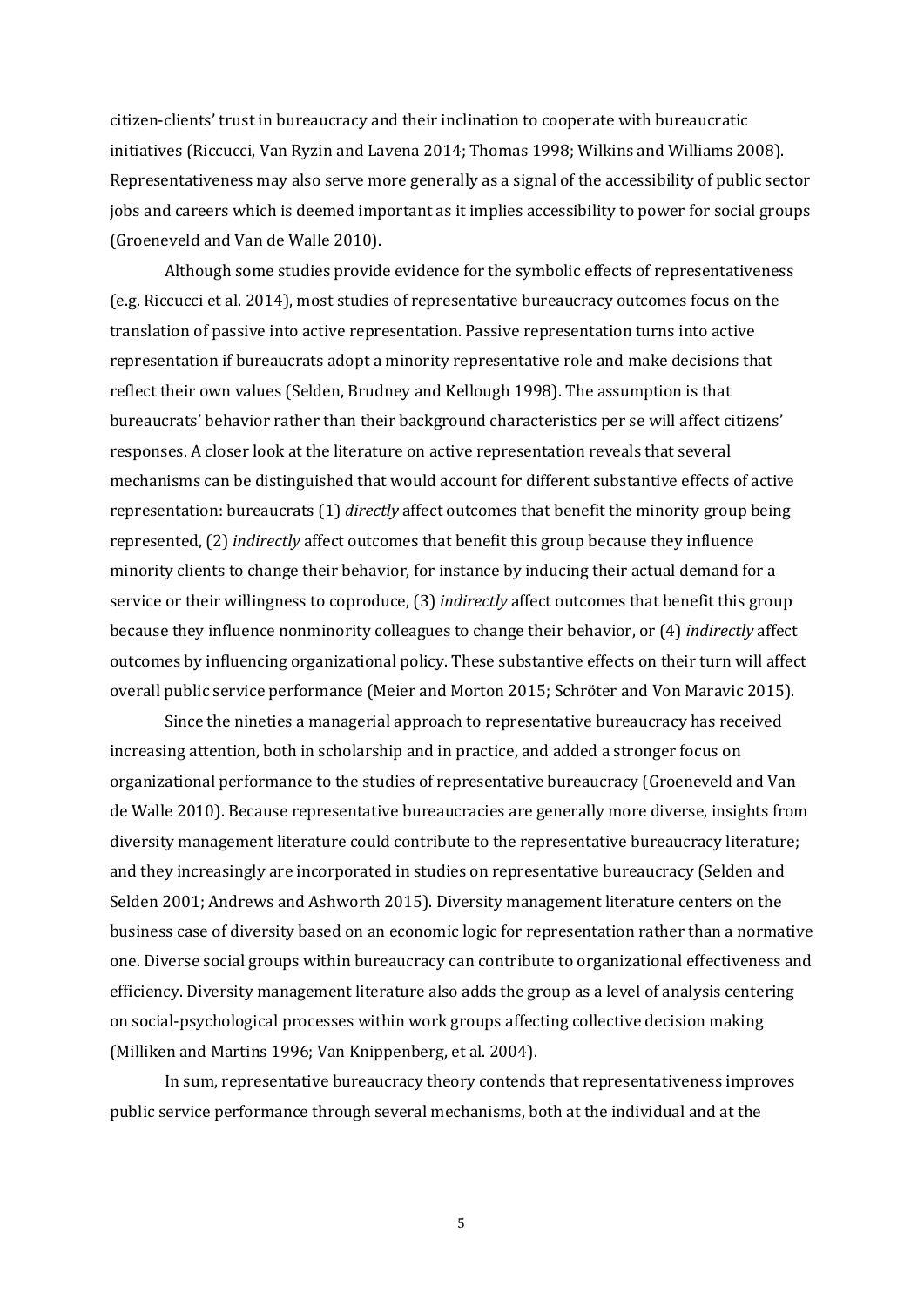citizen-clients' trust in bureaucracy and their inclination to cooperate with bureaucratic initiatives (Riccucci, Van Ryzin and Lavena 2014; Thomas 1998; Wilkins and Williams 2008). Representativeness may also serve more generally as a signal of the accessibility of public sector jobs and careers which is deemed important as it implies accessibility to power for social groups (Groeneveld and Van de Walle 2010).

Although some studies provide evidence for the symbolic effects of representativeness (e.g. Riccucci et al. 2014), most studies of representative bureaucracy outcomes focus on the translation of passive into active representation. Passive representation turns into active representation if bureaucrats adopt a minority representative role and make decisions that reflect their own values (Selden, Brudney and Kellough 1998). The assumption is that bureaucrats' behavior rather than their background characteristics per se will affect citizens' responses. A closer look at the literature on active representation reveals that several mechanisms can be distinguished that would account for different substantive effects of active representation: bureaucrats (1) *directly* affect outcomes that benefit the minority group being represented, (2) *indirectly* affect outcomes that benefit this group because they influence minority clients to change their behavior, for instance by inducing their actual demand for a service or their willingness to coproduce, (3) *indirectly* affect outcomes that benefit this group because they influence nonminority colleagues to change their behavior, or (4) *indirectly* affect outcomes by influencing organizational policy. These substantive effects on their turn will affect overall public service performance (Meier and Morton 2015; Schröter and Von Maravic 2015).

Since the nineties a managerial approach to representative bureaucracy has received increasing attention, both in scholarship and in practice, and added a stronger focus on organizational performance to the studies of representative bureaucracy (Groeneveld and Van de Walle 2010). Because representative bureaucracies are generally more diverse, insights from diversity management literature could contribute to the representative bureaucracy literature; and they increasingly are incorporated in studies on representative bureaucracy (Selden and Selden 2001; Andrews and Ashworth 2015). Diversity management literature centers on the business case of diversity based on an economic logic for representation rather than a normative one. Diverse social groups within bureaucracy can contribute to organizational effectiveness and efficiency. Diversity management literature also adds the group as a level of analysis centering on social-psychological processes within work groups affecting collective decision making (Milliken and Martins 1996; Van Knippenberg, et al. 2004).

In sum, representative bureaucracy theory contends that representativeness improves public service performance through several mechanisms, both at the individual and at the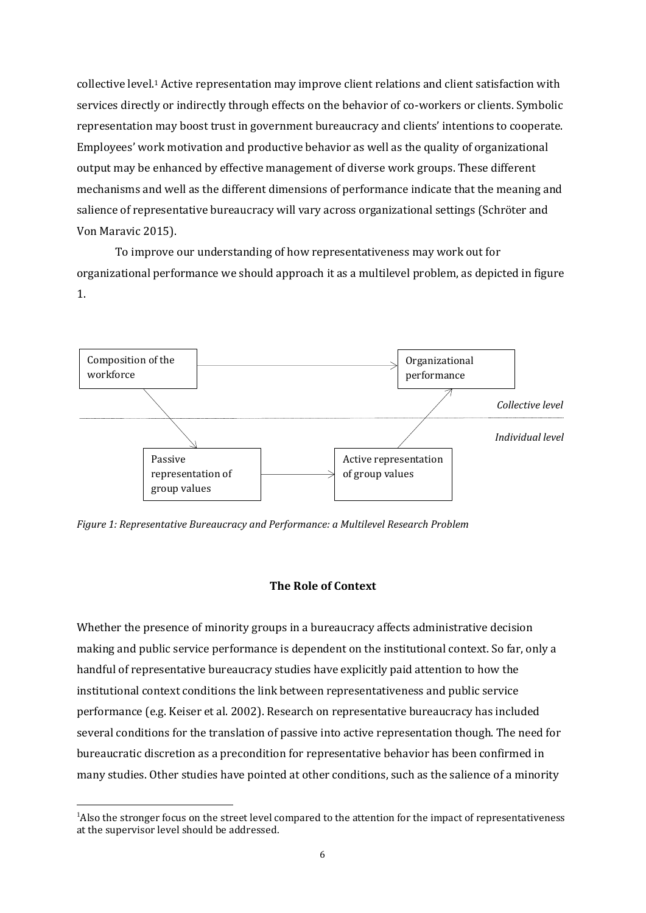collective level.[1] Active representation may improve client relations and client satisfaction with services directly or indirectly through effects on the behavior of co-workers or clients. Symbolic representation may boost trust in government bureaucracy and clients' intentions to cooperate. Employees' work motivation and productive behavior as well as the quality of organizational output may be enhanced by effective management of diverse work groups. These different mechanisms and well as the different dimensions of performance indicate that the meaning and salience of representative bureaucracy will vary across organizational settings (Schröter and Von Maravic 2015).

To improve our understanding of how representativeness may work out for organizational performance we should approach it as a multilevel problem, as depicted in figure 1.

Composition of the workforce → Organizational performance

*Collective level*

*Individual level*

Passive representation of group values → Active representation of group values

*Figure 1: Representative Bureaucracy and Performance: a Multilevel Research Problem*

### The Role of Context

Whether the presence of minority groups in a bureaucracy affects administrative decision making and public service performance is dependent on the institutional context. So far, only a handful of representative bureaucracy studies have explicitly paid attention to how the institutional context conditions the link between representativeness and public service performance (e.g. Keiser et al. 2002). Research on representative bureaucracy has included several conditions for the translation of passive into active representation though. The need for bureaucratic discretion as a precondition for representative behavior has been confirmed in many studies. Other studies have pointed at other conditions, such as the salience of a minority

[1]Also the stronger focus on the street level compared to the attention for the impact of representativeness at the supervisor level should be addressed.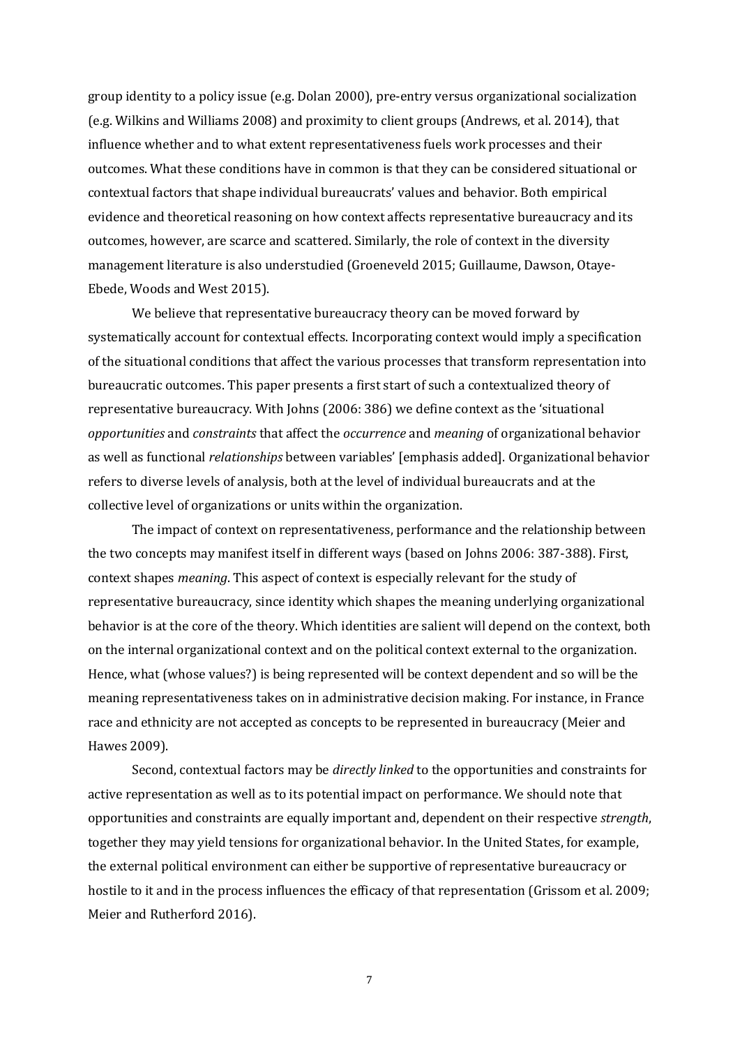group identity to a policy issue (e.g. Dolan 2000), pre-entry versus organizational socialization (e.g. Wilkins and Williams 2008) and proximity to client groups (Andrews, et al. 2014), that influence whether and to what extent representativeness fuels work processes and their outcomes. What these conditions have in common is that they can be considered situational or contextual factors that shape individual bureaucrats' values and behavior. Both empirical evidence and theoretical reasoning on how context affects representative bureaucracy and its outcomes, however, are scarce and scattered. Similarly, the role of context in the diversity management literature is also understudied (Groeneveld 2015; Guillaume, Dawson, Otaye-Ebede, Woods and West 2015).

We believe that representative bureaucracy theory can be moved forward by systematically account for contextual effects. Incorporating context would imply a specification of the situational conditions that affect the various processes that transform representation into bureaucratic outcomes. This paper presents a first start of such a contextualized theory of representative bureaucracy. With Johns (2006: 386) we define context as the 'situational *opportunities* and *constraints* that affect the *occurrence* and *meaning* of organizational behavior as well as functional *relationships* between variables' [emphasis added]. Organizational behavior refers to diverse levels of analysis, both at the level of individual bureaucrats and at the collective level of organizations or units within the organization.

The impact of context on representativeness, performance and the relationship between the two concepts may manifest itself in different ways (based on Johns 2006: 387-388). First, context shapes *meaning*. This aspect of context is especially relevant for the study of representative bureaucracy, since identity which shapes the meaning underlying organizational behavior is at the core of the theory. Which identities are salient will depend on the context, both on the internal organizational context and on the political context external to the organization. Hence, what (whose values?) is being represented will be context dependent and so will be the meaning representativeness takes on in administrative decision making. For instance, in France race and ethnicity are not accepted as concepts to be represented in bureaucracy (Meier and Hawes 2009).

Second, contextual factors may be *directly linked* to the opportunities and constraints for active representation as well as to its potential impact on performance. We should note that opportunities and constraints are equally important and, dependent on their respective *strength*, together they may yield tensions for organizational behavior. In the United States, for example, the external political environment can either be supportive of representative bureaucracy or hostile to it and in the process influences the efficacy of that representation (Grissom et al. 2009; Meier and Rutherford 2016).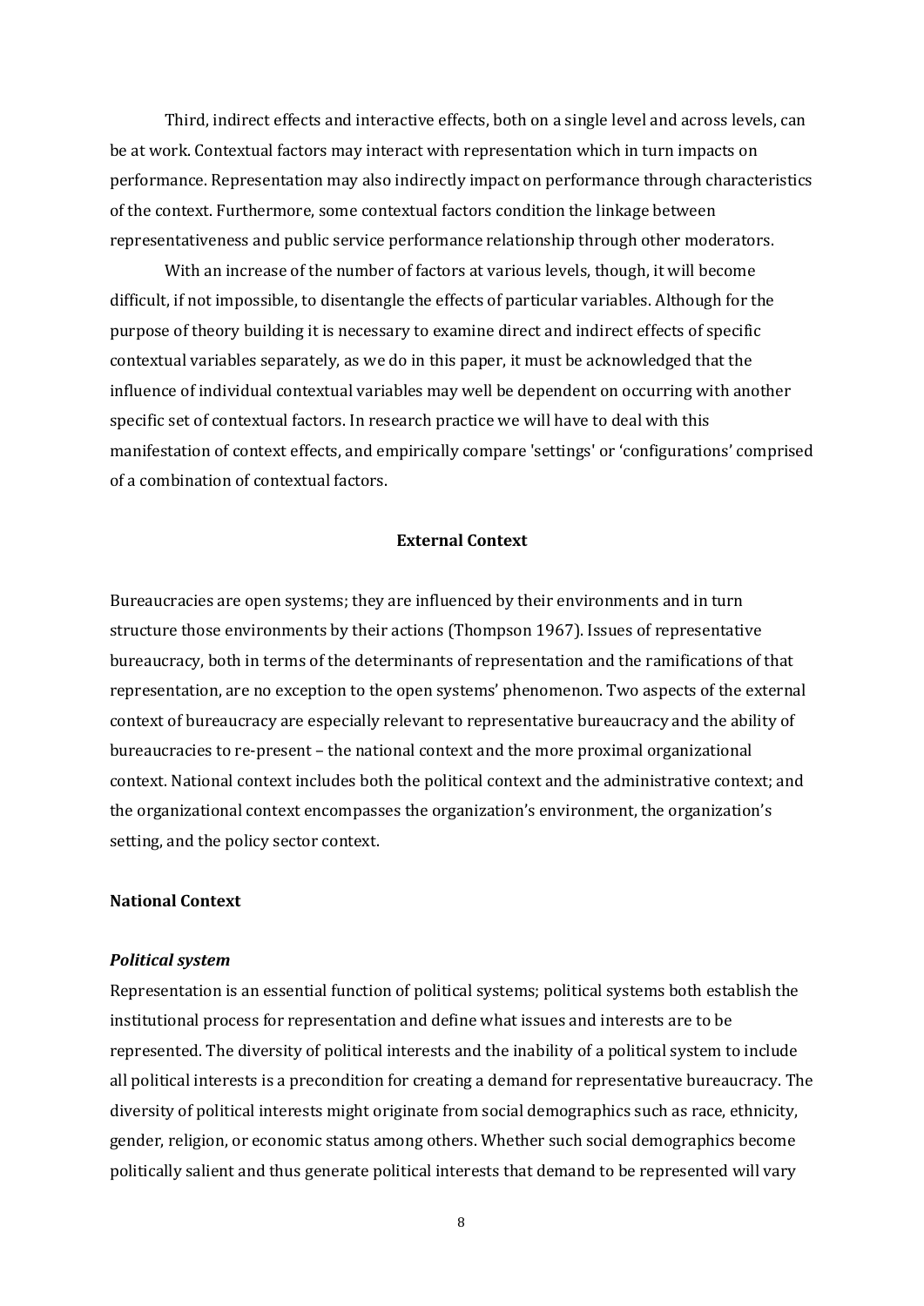Third, indirect effects and interactive effects, both on a single level and across levels, can be at work. Contextual factors may interact with representation which in turn impacts on performance. Representation may also indirectly impact on performance through characteristics of the context. Furthermore, some contextual factors condition the linkage between representativeness and public service performance relationship through other moderators.

With an increase of the number of factors at various levels, though, it will become difficult, if not impossible, to disentangle the effects of particular variables. Although for the purpose of theory building it is necessary to examine direct and indirect effects of specific contextual variables separately, as we do in this paper, it must be acknowledged that the influence of individual contextual variables may well be dependent on occurring with another specific set of contextual factors. In research practice we will have to deal with this manifestation of context effects, and empirically compare 'settings' or 'configurations' comprised of a combination of contextual factors.

## External Context

Bureaucracies are open systems; they are influenced by their environments and in turn structure those environments by their actions (Thompson 1967). Issues of representative bureaucracy, both in terms of the determinants of representation and the ramifications of that representation, are no exception to the open systems' phenomenon. Two aspects of the external context of bureaucracy are especially relevant to representative bureaucracy and the ability of bureaucracies to re-present – the national context and the more proximal organizational context. National context includes both the political context and the administrative context; and the organizational context encompasses the organization's environment, the organization's setting, and the policy sector context.

### National Context

#### *Political system*

Representation is an essential function of political systems; political systems both establish the institutional process for representation and define what issues and interests are to be represented. The diversity of political interests and the inability of a political system to include all political interests is a precondition for creating a demand for representative bureaucracy. The diversity of political interests might originate from social demographics such as race, ethnicity, gender, religion, or economic status among others. Whether such social demographics become politically salient and thus generate political interests that demand to be represented will vary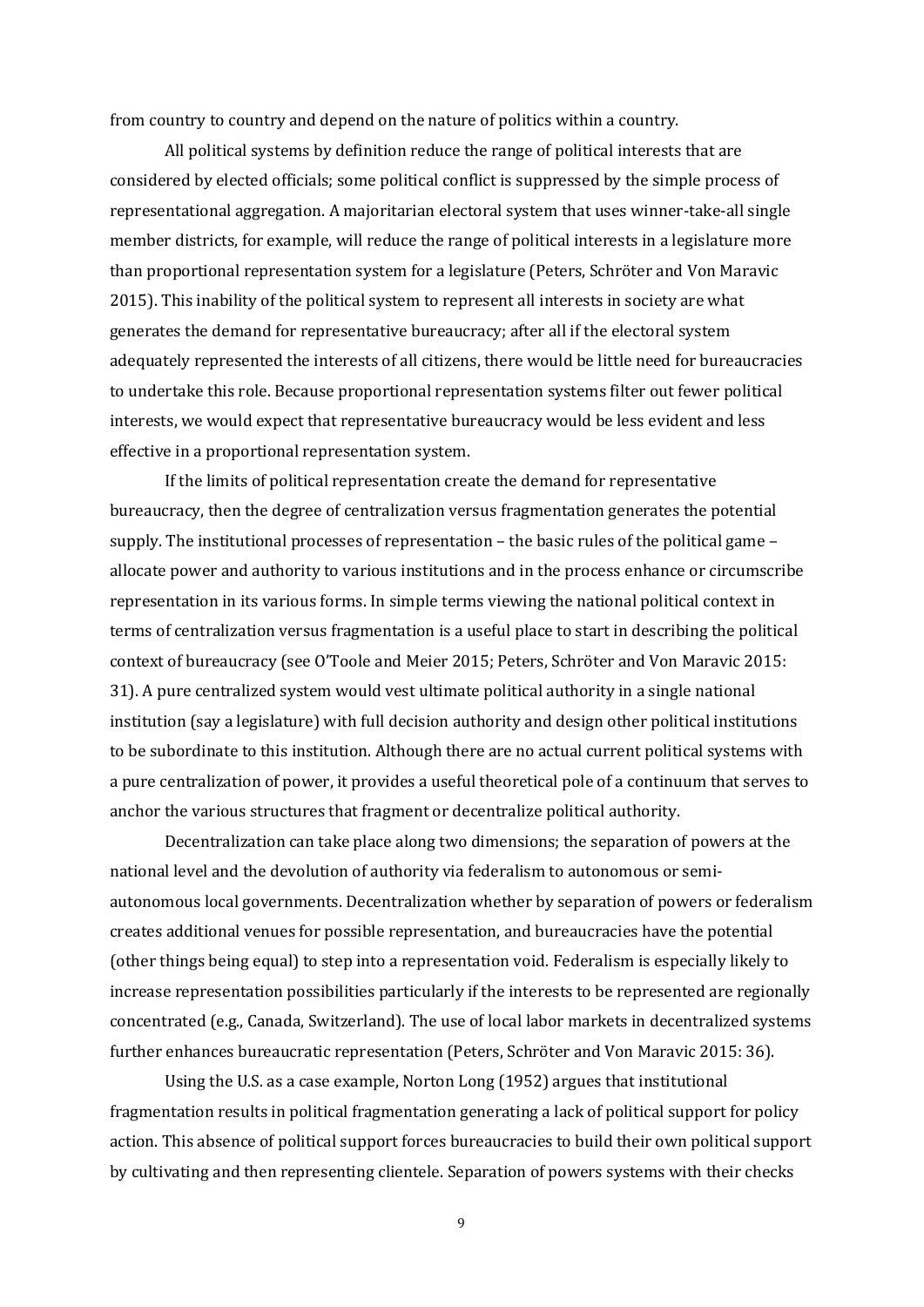from country to country and depend on the nature of politics within a country.

All political systems by definition reduce the range of political interests that are considered by elected officials; some political conflict is suppressed by the simple process of representational aggregation. A majoritarian electoral system that uses winner-take-all single member districts, for example, will reduce the range of political interests in a legislature more than proportional representation system for a legislature (Peters, Schröter and Von Maravic 2015). This inability of the political system to represent all interests in society are what generates the demand for representative bureaucracy; after all if the electoral system adequately represented the interests of all citizens, there would be little need for bureaucracies to undertake this role. Because proportional representation systems filter out fewer political interests, we would expect that representative bureaucracy would be less evident and less effective in a proportional representation system.

If the limits of political representation create the demand for representative bureaucracy, then the degree of centralization versus fragmentation generates the potential supply. The institutional processes of representation – the basic rules of the political game – allocate power and authority to various institutions and in the process enhance or circumscribe representation in its various forms. In simple terms viewing the national political context in terms of centralization versus fragmentation is a useful place to start in describing the political context of bureaucracy (see O'Toole and Meier 2015; Peters, Schröter and Von Maravic 2015: 31). A pure centralized system would vest ultimate political authority in a single national institution (say a legislature) with full decision authority and design other political institutions to be subordinate to this institution. Although there are no actual current political systems with a pure centralization of power, it provides a useful theoretical pole of a continuum that serves to anchor the various structures that fragment or decentralize political authority.

Decentralization can take place along two dimensions; the separation of powers at the national level and the devolution of authority via federalism to autonomous or semi-autonomous local governments. Decentralization whether by separation of powers or federalism creates additional venues for possible representation, and bureaucracies have the potential (other things being equal) to step into a representation void. Federalism is especially likely to increase representation possibilities particularly if the interests to be represented are regionally concentrated (e.g., Canada, Switzerland). The use of local labor markets in decentralized systems further enhances bureaucratic representation (Peters, Schröter and Von Maravic 2015: 36).

Using the U.S. as a case example, Norton Long (1952) argues that institutional fragmentation results in political fragmentation generating a lack of political support for policy action. This absence of political support forces bureaucracies to build their own political support by cultivating and then representing clientele. Separation of powers systems with their checks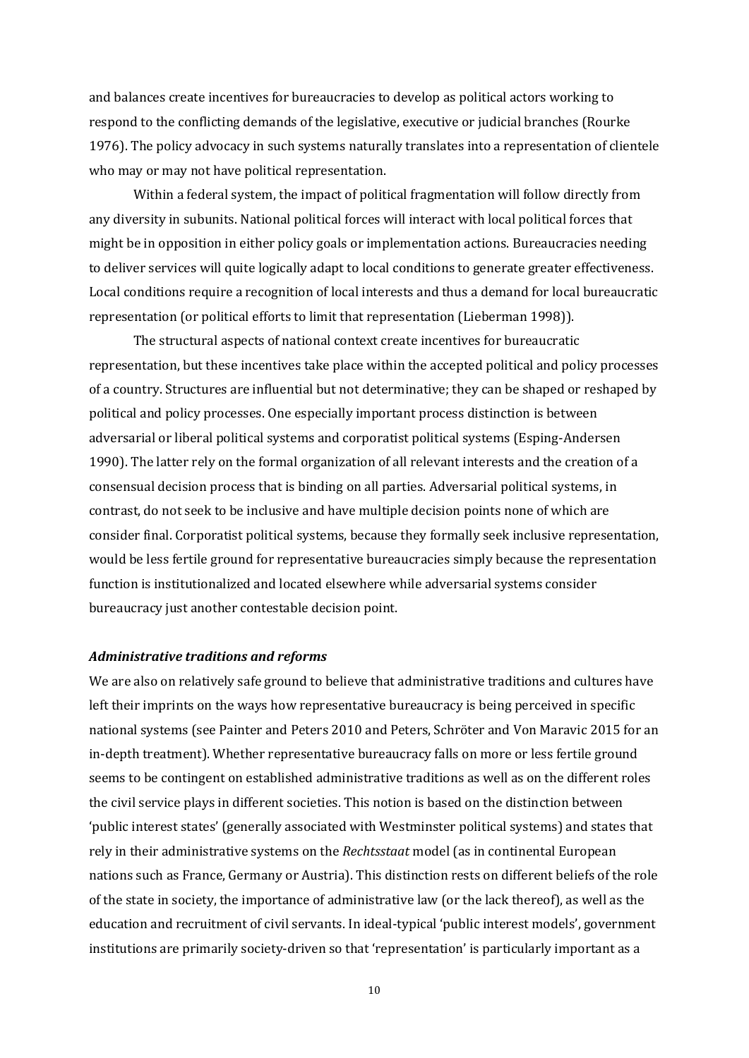and balances create incentives for bureaucracies to develop as political actors working to respond to the conflicting demands of the legislative, executive or judicial branches (Rourke 1976). The policy advocacy in such systems naturally translates into a representation of clientele who may or may not have political representation.

Within a federal system, the impact of political fragmentation will follow directly from any diversity in subunits. National political forces will interact with local political forces that might be in opposition in either policy goals or implementation actions. Bureaucracies needing to deliver services will quite logically adapt to local conditions to generate greater effectiveness. Local conditions require a recognition of local interests and thus a demand for local bureaucratic representation (or political efforts to limit that representation (Lieberman 1998)).

The structural aspects of national context create incentives for bureaucratic representation, but these incentives take place within the accepted political and policy processes of a country. Structures are influential but not determinative; they can be shaped or reshaped by political and policy processes. One especially important process distinction is between adversarial or liberal political systems and corporatist political systems (Esping-Andersen 1990). The latter rely on the formal organization of all relevant interests and the creation of a consensual decision process that is binding on all parties. Adversarial political systems, in contrast, do not seek to be inclusive and have multiple decision points none of which are consider final. Corporatist political systems, because they formally seek inclusive representation, would be less fertile ground for representative bureaucracies simply because the representation function is institutionalized and located elsewhere while adversarial systems consider bureaucracy just another contestable decision point.

### *Administrative traditions and reforms*

We are also on relatively safe ground to believe that administrative traditions and cultures have left their imprints on the ways how representative bureaucracy is being perceived in specific national systems (see Painter and Peters 2010 and Peters, Schröter and Von Maravic 2015 for an in-depth treatment). Whether representative bureaucracy falls on more or less fertile ground seems to be contingent on established administrative traditions as well as on the different roles the civil service plays in different societies. This notion is based on the distinction between 'public interest states' (generally associated with Westminster political systems) and states that rely in their administrative systems on the *Rechtsstaat* model (as in continental European nations such as France, Germany or Austria). This distinction rests on different beliefs of the role of the state in society, the importance of administrative law (or the lack thereof), as well as the education and recruitment of civil servants. In ideal-typical 'public interest models', government institutions are primarily society-driven so that 'representation' is particularly important as a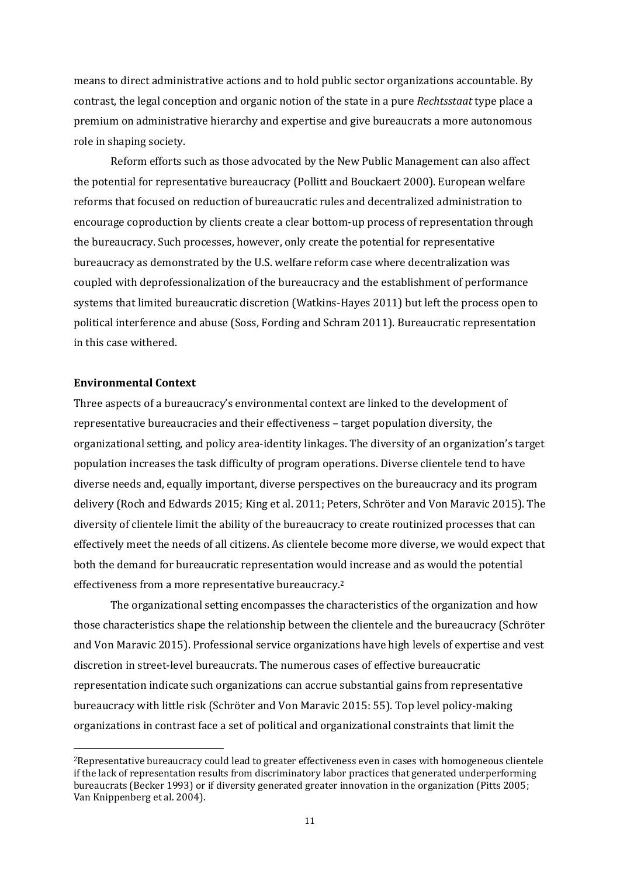means to direct administrative actions and to hold public sector organizations accountable. By contrast, the legal conception and organic notion of the state in a pure *Rechtsstaat* type place a premium on administrative hierarchy and expertise and give bureaucrats a more autonomous role in shaping society.

Reform efforts such as those advocated by the New Public Management can also affect the potential for representative bureaucracy (Pollitt and Bouckaert 2000). European welfare reforms that focused on reduction of bureaucratic rules and decentralized administration to encourage coproduction by clients create a clear bottom-up process of representation through the bureaucracy. Such processes, however, only create the potential for representative bureaucracy as demonstrated by the U.S. welfare reform case where decentralization was coupled with deprofessionalization of the bureaucracy and the establishment of performance systems that limited bureaucratic discretion (Watkins-Hayes 2011) but left the process open to political interference and abuse (Soss, Fording and Schram 2011). Bureaucratic representation in this case withered.

**Environmental Context**

Three aspects of a bureaucracy's environmental context are linked to the development of representative bureaucracies and their effectiveness – target population diversity, the organizational setting, and policy area-identity linkages. The diversity of an organization's target population increases the task difficulty of program operations. Diverse clientele tend to have diverse needs and, equally important, diverse perspectives on the bureaucracy and its program delivery (Roch and Edwards 2015; King et al. 2011; Peters, Schröter and Von Maravic 2015). The diversity of clientele limit the ability of the bureaucracy to create routinized processes that can effectively meet the needs of all citizens. As clientele become more diverse, we would expect that both the demand for bureaucratic representation would increase and as would the potential effectiveness from a more representative bureaucracy.[2]

The organizational setting encompasses the characteristics of the organization and how those characteristics shape the relationship between the clientele and the bureaucracy (Schröter and Von Maravic 2015). Professional service organizations have high levels of expertise and vest discretion in street-level bureaucrats. The numerous cases of effective bureaucratic representation indicate such organizations can accrue substantial gains from representative bureaucracy with little risk (Schröter and Von Maravic 2015: 55). Top level policy-making organizations in contrast face a set of political and organizational constraints that limit the

[2]Representative bureaucracy could lead to greater effectiveness even in cases with homogeneous clientele if the lack of representation results from discriminatory labor practices that generated underperforming bureaucrats (Becker 1993) or if diversity generated greater innovation in the organization (Pitts 2005; Van Knippenberg et al. 2004).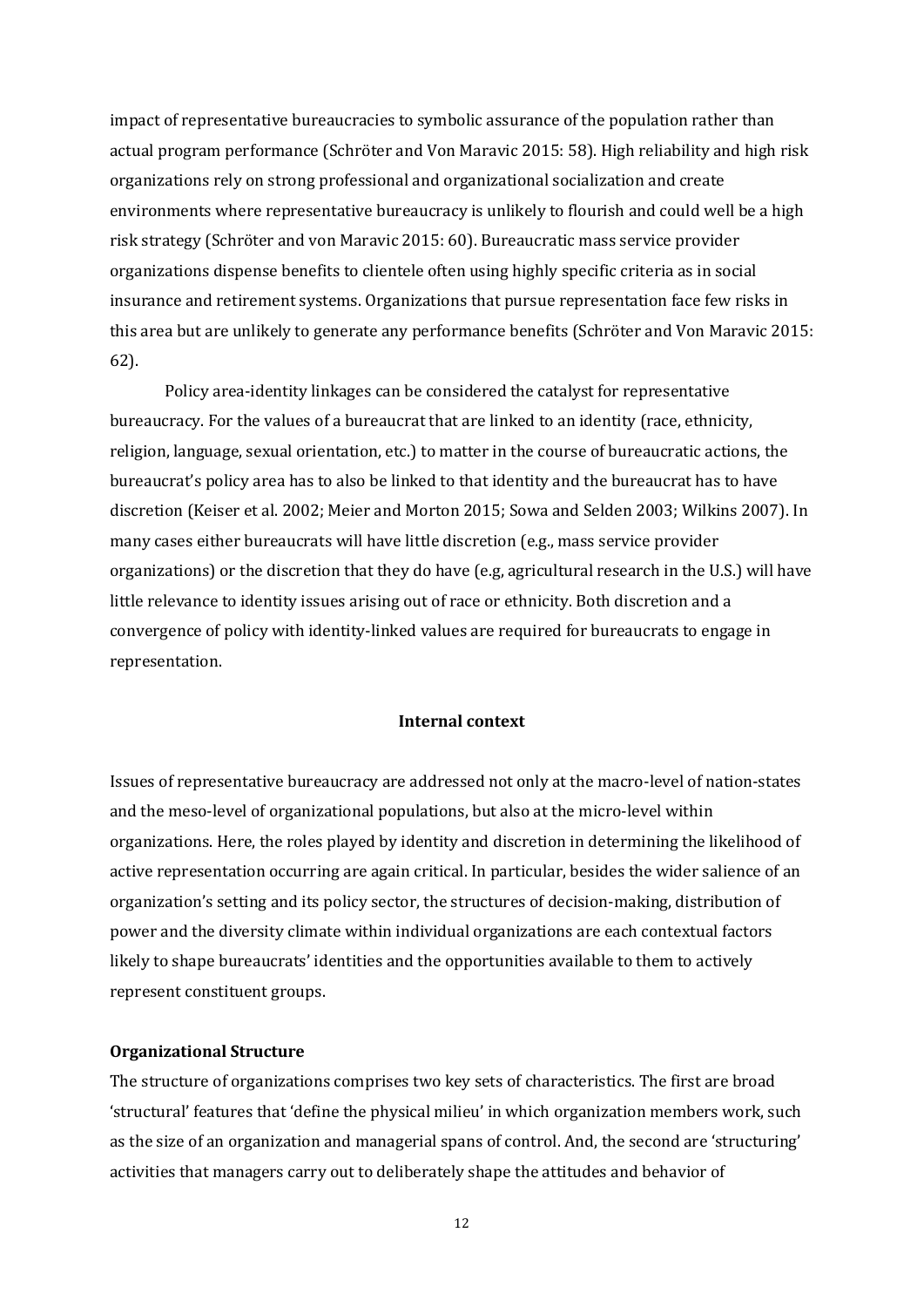impact of representative bureaucracies to symbolic assurance of the population rather than actual program performance (Schröter and Von Maravic 2015: 58). High reliability and high risk organizations rely on strong professional and organizational socialization and create environments where representative bureaucracy is unlikely to flourish and could well be a high risk strategy (Schröter and von Maravic 2015: 60). Bureaucratic mass service provider organizations dispense benefits to clientele often using highly specific criteria as in social insurance and retirement systems. Organizations that pursue representation face few risks in this area but are unlikely to generate any performance benefits (Schröter and Von Maravic 2015: 62).

Policy area-identity linkages can be considered the catalyst for representative bureaucracy. For the values of a bureaucrat that are linked to an identity (race, ethnicity, religion, language, sexual orientation, etc.) to matter in the course of bureaucratic actions, the bureaucrat's policy area has to also be linked to that identity and the bureaucrat has to have discretion (Keiser et al. 2002; Meier and Morton 2015; Sowa and Selden 2003; Wilkins 2007). In many cases either bureaucrats will have little discretion (e.g., mass service provider organizations) or the discretion that they do have (e.g, agricultural research in the U.S.) will have little relevance to identity issues arising out of race or ethnicity. Both discretion and a convergence of policy with identity-linked values are required for bureaucrats to engage in representation.

## Internal context

Issues of representative bureaucracy are addressed not only at the macro-level of nation-states and the meso-level of organizational populations, but also at the micro-level within organizations. Here, the roles played by identity and discretion in determining the likelihood of active representation occurring are again critical. In particular, besides the wider salience of an organization's setting and its policy sector, the structures of decision-making, distribution of power and the diversity climate within individual organizations are each contextual factors likely to shape bureaucrats' identities and the opportunities available to them to actively represent constituent groups.

### Organizational Structure

The structure of organizations comprises two key sets of characteristics. The first are broad 'structural' features that 'define the physical milieu' in which organization members work, such as the size of an organization and managerial spans of control. And, the second are 'structuring' activities that managers carry out to deliberately shape the attitudes and behavior of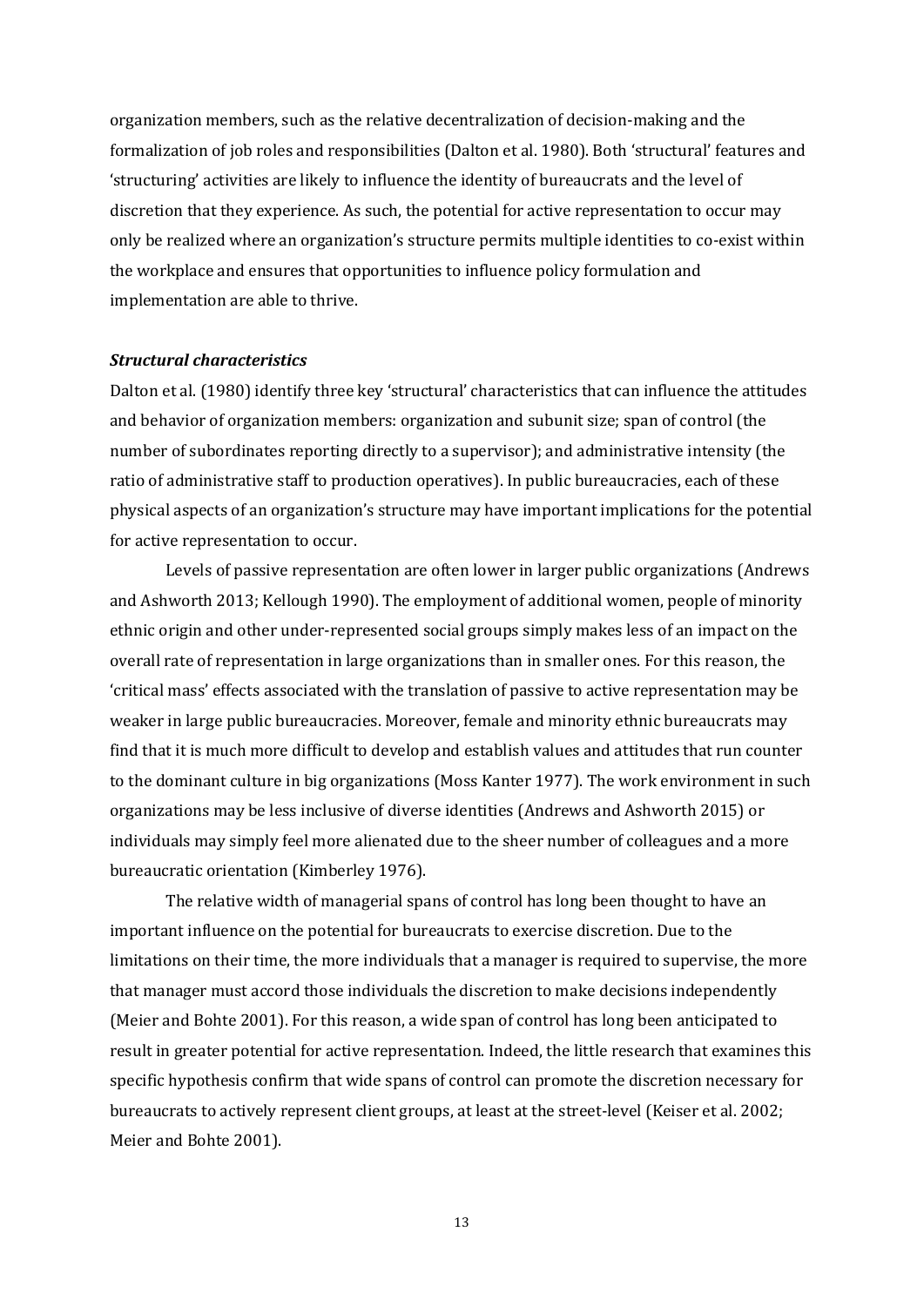organization members, such as the relative decentralization of decision-making and the formalization of job roles and responsibilities (Dalton et al. 1980). Both 'structural' features and 'structuring' activities are likely to influence the identity of bureaucrats and the level of discretion that they experience. As such, the potential for active representation to occur may only be realized where an organization's structure permits multiple identities to co-exist within the workplace and ensures that opportunities to influence policy formulation and implementation are able to thrive.

### *Structural characteristics*

Dalton et al. (1980) identify three key 'structural' characteristics that can influence the attitudes and behavior of organization members: organization and subunit size; span of control (the number of subordinates reporting directly to a supervisor); and administrative intensity (the ratio of administrative staff to production operatives). In public bureaucracies, each of these physical aspects of an organization's structure may have important implications for the potential for active representation to occur.

Levels of passive representation are often lower in larger public organizations (Andrews and Ashworth 2013; Kellough 1990). The employment of additional women, people of minority ethnic origin and other under-represented social groups simply makes less of an impact on the overall rate of representation in large organizations than in smaller ones. For this reason, the 'critical mass' effects associated with the translation of passive to active representation may be weaker in large public bureaucracies. Moreover, female and minority ethnic bureaucrats may find that it is much more difficult to develop and establish values and attitudes that run counter to the dominant culture in big organizations (Moss Kanter 1977). The work environment in such organizations may be less inclusive of diverse identities (Andrews and Ashworth 2015) or individuals may simply feel more alienated due to the sheer number of colleagues and a more bureaucratic orientation (Kimberley 1976).

The relative width of managerial spans of control has long been thought to have an important influence on the potential for bureaucrats to exercise discretion. Due to the limitations on their time, the more individuals that a manager is required to supervise, the more that manager must accord those individuals the discretion to make decisions independently (Meier and Bohte 2001). For this reason, a wide span of control has long been anticipated to result in greater potential for active representation. Indeed, the little research that examines this specific hypothesis confirm that wide spans of control can promote the discretion necessary for bureaucrats to actively represent client groups, at least at the street-level (Keiser et al. 2002; Meier and Bohte 2001).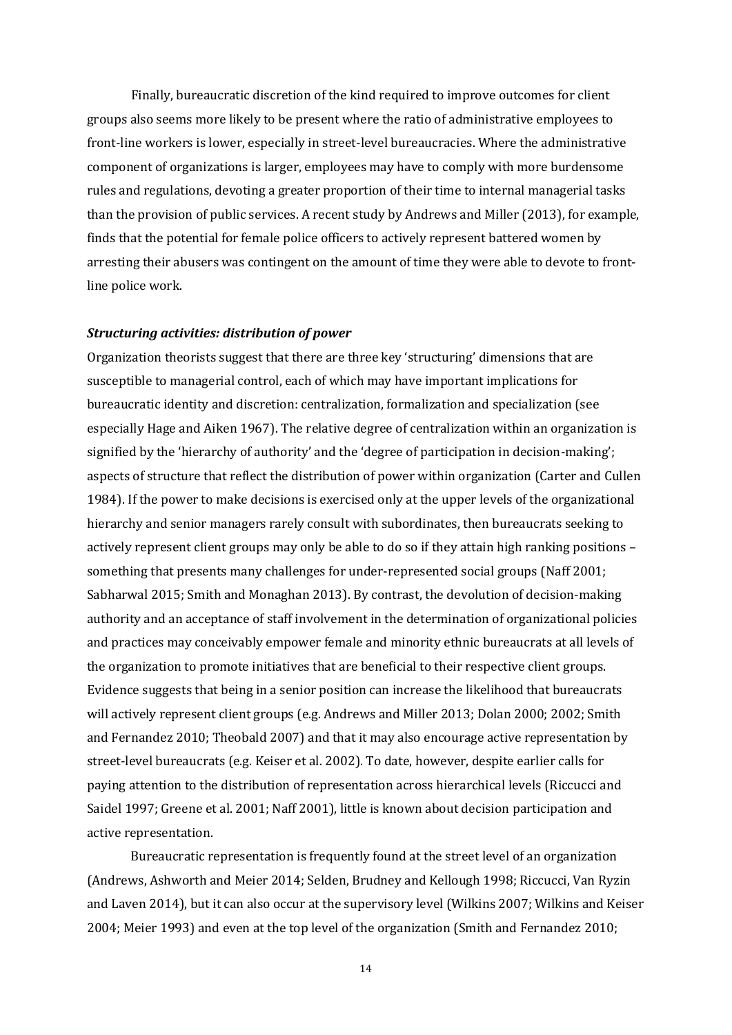Finally, bureaucratic discretion of the kind required to improve outcomes for client groups also seems more likely to be present where the ratio of administrative employees to front-line workers is lower, especially in street-level bureaucracies. Where the administrative component of organizations is larger, employees may have to comply with more burdensome rules and regulations, devoting a greater proportion of their time to internal managerial tasks than the provision of public services. A recent study by Andrews and Miller (2013), for example, finds that the potential for female police officers to actively represent battered women by arresting their abusers was contingent on the amount of time they were able to devote to front-line police work.

### *Structuring activities: distribution of power*

Organization theorists suggest that there are three key 'structuring' dimensions that are susceptible to managerial control, each of which may have important implications for bureaucratic identity and discretion: centralization, formalization and specialization (see especially Hage and Aiken 1967). The relative degree of centralization within an organization is signified by the 'hierarchy of authority' and the 'degree of participation in decision-making'; aspects of structure that reflect the distribution of power within organization (Carter and Cullen 1984). If the power to make decisions is exercised only at the upper levels of the organizational hierarchy and senior managers rarely consult with subordinates, then bureaucrats seeking to actively represent client groups may only be able to do so if they attain high ranking positions – something that presents many challenges for under-represented social groups (Naff 2001; Sabharwal 2015; Smith and Monaghan 2013). By contrast, the devolution of decision-making authority and an acceptance of staff involvement in the determination of organizational policies and practices may conceivably empower female and minority ethnic bureaucrats at all levels of the organization to promote initiatives that are beneficial to their respective client groups. Evidence suggests that being in a senior position can increase the likelihood that bureaucrats will actively represent client groups (e.g. Andrews and Miller 2013; Dolan 2000; 2002; Smith and Fernandez 2010; Theobald 2007) and that it may also encourage active representation by street-level bureaucrats (e.g. Keiser et al. 2002). To date, however, despite earlier calls for paying attention to the distribution of representation across hierarchical levels (Riccucci and Saidel 1997; Greene et al. 2001; Naff 2001), little is known about decision participation and active representation.

Bureaucratic representation is frequently found at the street level of an organization (Andrews, Ashworth and Meier 2014; Selden, Brudney and Kellough 1998; Riccucci, Van Ryzin and Laven 2014), but it can also occur at the supervisory level (Wilkins 2007; Wilkins and Keiser 2004; Meier 1993) and even at the top level of the organization (Smith and Fernandez 2010;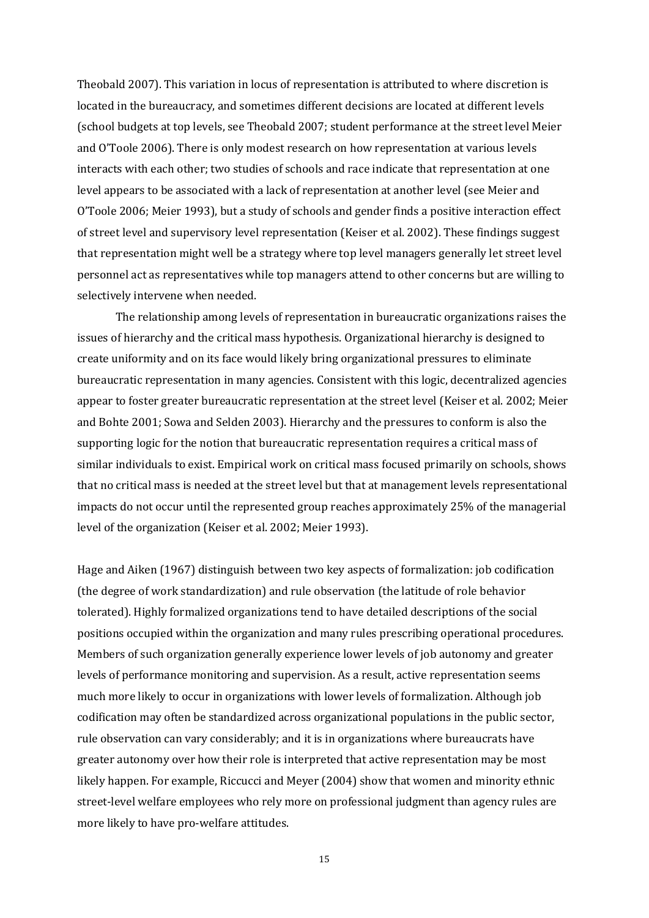Theobald 2007). This variation in locus of representation is attributed to where discretion is located in the bureaucracy, and sometimes different decisions are located at different levels (school budgets at top levels, see Theobald 2007; student performance at the street level Meier and O'Toole 2006). There is only modest research on how representation at various levels interacts with each other; two studies of schools and race indicate that representation at one level appears to be associated with a lack of representation at another level (see Meier and O'Toole 2006; Meier 1993), but a study of schools and gender finds a positive interaction effect of street level and supervisory level representation (Keiser et al. 2002). These findings suggest that representation might well be a strategy where top level managers generally let street level personnel act as representatives while top managers attend to other concerns but are willing to selectively intervene when needed.

The relationship among levels of representation in bureaucratic organizations raises the issues of hierarchy and the critical mass hypothesis. Organizational hierarchy is designed to create uniformity and on its face would likely bring organizational pressures to eliminate bureaucratic representation in many agencies. Consistent with this logic, decentralized agencies appear to foster greater bureaucratic representation at the street level (Keiser et al. 2002; Meier and Bohte 2001; Sowa and Selden 2003). Hierarchy and the pressures to conform is also the supporting logic for the notion that bureaucratic representation requires a critical mass of similar individuals to exist. Empirical work on critical mass focused primarily on schools, shows that no critical mass is needed at the street level but that at management levels representational impacts do not occur until the represented group reaches approximately 25% of the managerial level of the organization (Keiser et al. 2002; Meier 1993).

Hage and Aiken (1967) distinguish between two key aspects of formalization: job codification (the degree of work standardization) and rule observation (the latitude of role behavior tolerated). Highly formalized organizations tend to have detailed descriptions of the social positions occupied within the organization and many rules prescribing operational procedures. Members of such organization generally experience lower levels of job autonomy and greater levels of performance monitoring and supervision. As a result, active representation seems much more likely to occur in organizations with lower levels of formalization. Although job codification may often be standardized across organizational populations in the public sector, rule observation can vary considerably; and it is in organizations where bureaucrats have greater autonomy over how their role is interpreted that active representation may be most likely happen. For example, Riccucci and Meyer (2004) show that women and minority ethnic street-level welfare employees who rely more on professional judgment than agency rules are more likely to have pro-welfare attitudes.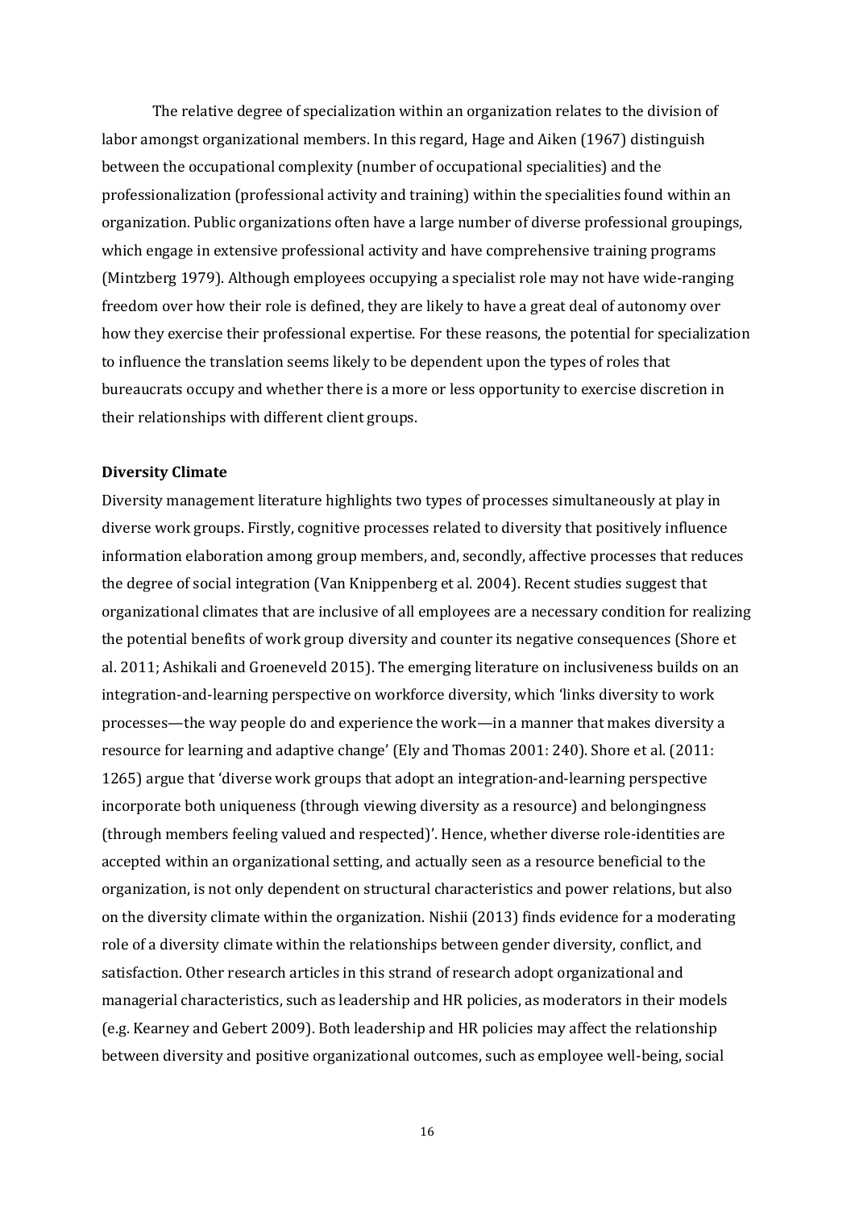The relative degree of specialization within an organization relates to the division of labor amongst organizational members. In this regard, Hage and Aiken (1967) distinguish between the occupational complexity (number of occupational specialities) and the professionalization (professional activity and training) within the specialities found within an organization. Public organizations often have a large number of diverse professional groupings, which engage in extensive professional activity and have comprehensive training programs (Mintzberg 1979). Although employees occupying a specialist role may not have wide-ranging freedom over how their role is defined, they are likely to have a great deal of autonomy over how they exercise their professional expertise. For these reasons, the potential for specialization to influence the translation seems likely to be dependent upon the types of roles that bureaucrats occupy and whether there is a more or less opportunity to exercise discretion in their relationships with different client groups.

**Diversity Climate**

Diversity management literature highlights two types of processes simultaneously at play in diverse work groups. Firstly, cognitive processes related to diversity that positively influence information elaboration among group members, and, secondly, affective processes that reduces the degree of social integration (Van Knippenberg et al. 2004). Recent studies suggest that organizational climates that are inclusive of all employees are a necessary condition for realizing the potential benefits of work group diversity and counter its negative consequences (Shore et al. 2011; Ashikali and Groeneveld 2015). The emerging literature on inclusiveness builds on an integration-and-learning perspective on workforce diversity, which 'links diversity to work processes—the way people do and experience the work—in a manner that makes diversity a resource for learning and adaptive change' (Ely and Thomas 2001: 240). Shore et al. (2011: 1265) argue that 'diverse work groups that adopt an integration-and-learning perspective incorporate both uniqueness (through viewing diversity as a resource) and belongingness (through members feeling valued and respected)'. Hence, whether diverse role-identities are accepted within an organizational setting, and actually seen as a resource beneficial to the organization, is not only dependent on structural characteristics and power relations, but also on the diversity climate within the organization. Nishii (2013) finds evidence for a moderating role of a diversity climate within the relationships between gender diversity, conflict, and satisfaction. Other research articles in this strand of research adopt organizational and managerial characteristics, such as leadership and HR policies, as moderators in their models (e.g. Kearney and Gebert 2009). Both leadership and HR policies may affect the relationship between diversity and positive organizational outcomes, such as employee well-being, social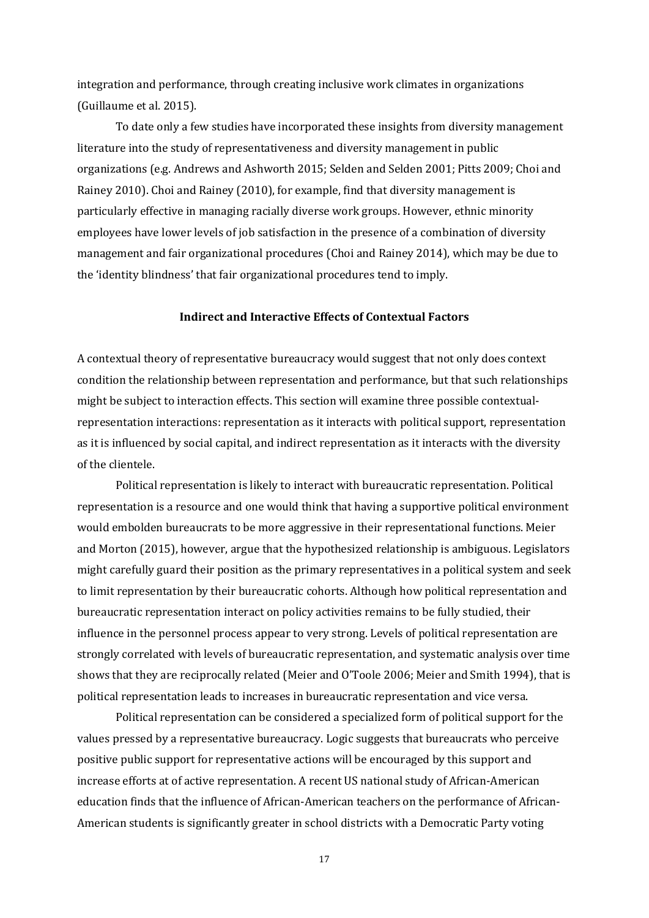integration and performance, through creating inclusive work climates in organizations (Guillaume et al. 2015).

To date only a few studies have incorporated these insights from diversity management literature into the study of representativeness and diversity management in public organizations (e.g. Andrews and Ashworth 2015; Selden and Selden 2001; Pitts 2009; Choi and Rainey 2010). Choi and Rainey (2010), for example, find that diversity management is particularly effective in managing racially diverse work groups. However, ethnic minority employees have lower levels of job satisfaction in the presence of a combination of diversity management and fair organizational procedures (Choi and Rainey 2014), which may be due to the 'identity blindness' that fair organizational procedures tend to imply.

## Indirect and Interactive Effects of Contextual Factors

A contextual theory of representative bureaucracy would suggest that not only does context condition the relationship between representation and performance, but that such relationships might be subject to interaction effects. This section will examine three possible contextual-representation interactions: representation as it interacts with political support, representation as it is influenced by social capital, and indirect representation as it interacts with the diversity of the clientele.

Political representation is likely to interact with bureaucratic representation. Political representation is a resource and one would think that having a supportive political environment would embolden bureaucrats to be more aggressive in their representational functions. Meier and Morton (2015), however, argue that the hypothesized relationship is ambiguous. Legislators might carefully guard their position as the primary representatives in a political system and seek to limit representation by their bureaucratic cohorts. Although how political representation and bureaucratic representation interact on policy activities remains to be fully studied, their influence in the personnel process appear to very strong. Levels of political representation are strongly correlated with levels of bureaucratic representation, and systematic analysis over time shows that they are reciprocally related (Meier and O'Toole 2006; Meier and Smith 1994), that is political representation leads to increases in bureaucratic representation and vice versa.

Political representation can be considered a specialized form of political support for the values pressed by a representative bureaucracy. Logic suggests that bureaucrats who perceive positive public support for representative actions will be encouraged by this support and increase efforts at of active representation. A recent US national study of African-American education finds that the influence of African-American teachers on the performance of African-American students is significantly greater in school districts with a Democratic Party voting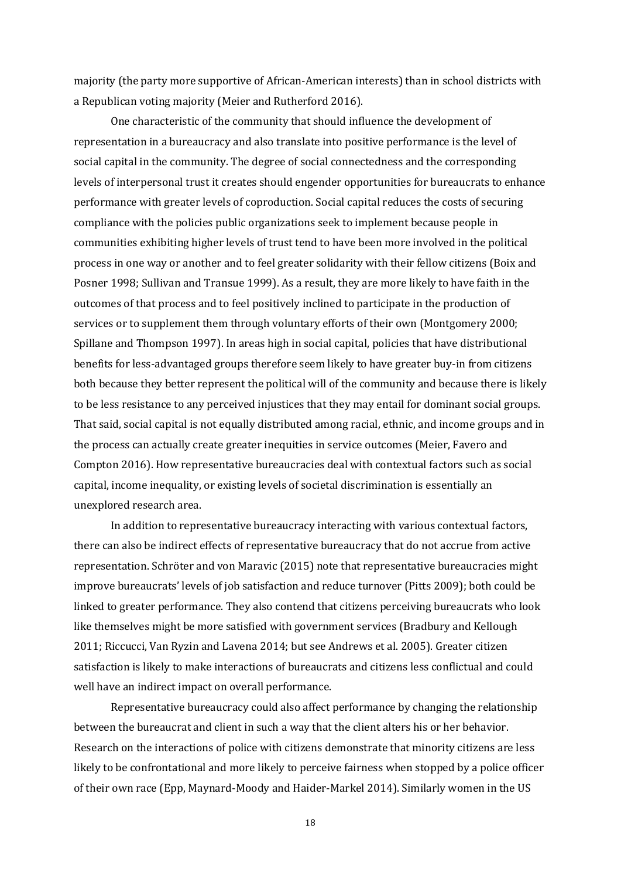majority (the party more supportive of African-American interests) than in school districts with a Republican voting majority (Meier and Rutherford 2016).

One characteristic of the community that should influence the development of representation in a bureaucracy and also translate into positive performance is the level of social capital in the community. The degree of social connectedness and the corresponding levels of interpersonal trust it creates should engender opportunities for bureaucrats to enhance performance with greater levels of coproduction. Social capital reduces the costs of securing compliance with the policies public organizations seek to implement because people in communities exhibiting higher levels of trust tend to have been more involved in the political process in one way or another and to feel greater solidarity with their fellow citizens (Boix and Posner 1998; Sullivan and Transue 1999). As a result, they are more likely to have faith in the outcomes of that process and to feel positively inclined to participate in the production of services or to supplement them through voluntary efforts of their own (Montgomery 2000; Spillane and Thompson 1997). In areas high in social capital, policies that have distributional benefits for less-advantaged groups therefore seem likely to have greater buy-in from citizens both because they better represent the political will of the community and because there is likely to be less resistance to any perceived injustices that they may entail for dominant social groups. That said, social capital is not equally distributed among racial, ethnic, and income groups and in the process can actually create greater inequities in service outcomes (Meier, Favero and Compton 2016). How representative bureaucracies deal with contextual factors such as social capital, income inequality, or existing levels of societal discrimination is essentially an unexplored research area.

In addition to representative bureaucracy interacting with various contextual factors, there can also be indirect effects of representative bureaucracy that do not accrue from active representation. Schröter and von Maravic (2015) note that representative bureaucracies might improve bureaucrats' levels of job satisfaction and reduce turnover (Pitts 2009); both could be linked to greater performance. They also contend that citizens perceiving bureaucrats who look like themselves might be more satisfied with government services (Bradbury and Kellough 2011; Riccucci, Van Ryzin and Lavena 2014; but see Andrews et al. 2005). Greater citizen satisfaction is likely to make interactions of bureaucrats and citizens less conflictual and could well have an indirect impact on overall performance.

Representative bureaucracy could also affect performance by changing the relationship between the bureaucrat and client in such a way that the client alters his or her behavior. Research on the interactions of police with citizens demonstrate that minority citizens are less likely to be confrontational and more likely to perceive fairness when stopped by a police officer of their own race (Epp, Maynard-Moody and Haider-Markel 2014). Similarly women in the US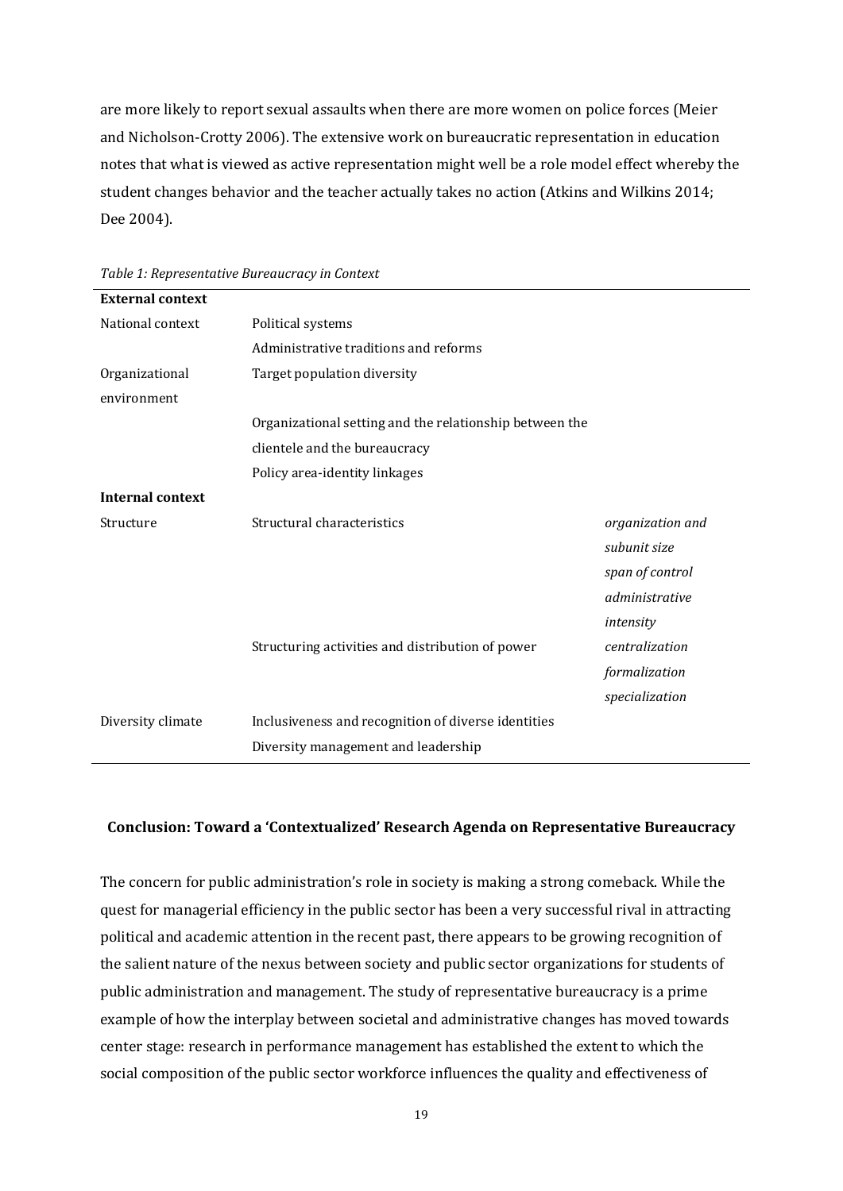are more likely to report sexual assaults when there are more women on police forces (Meier and Nicholson-Crotty 2006). The extensive work on bureaucratic representation in education notes that what is viewed as active representation might well be a role model effect whereby the student changes behavior and the teacher actually takes no action (Atkins and Wilkins 2014; Dee 2004).

*Table 1: Representative Bureaucracy in Context*

| | | |
|---|---|---|
| **External context** | | |
| National context | Political systems | |
| | Administrative traditions and reforms | |
| Organizational environment | Target population diversity | |
| | Organizational setting and the relationship between the clientele and the bureaucracy | |
| | Policy area-identity linkages | |
| **Internal context** | | |
| Structure | Structural characteristics | *organization and subunit size* |
| | | *span of control* |
| | | *administrative intensity* |
| | Structuring activities and distribution of power | *centralization* |
| | | *formalization* |
| | | *specialization* |
| Diversity climate | Inclusiveness and recognition of diverse identities | |
| | Diversity management and leadership | |

## Conclusion: Toward a 'Contextualized' Research Agenda on Representative Bureaucracy

The concern for public administration's role in society is making a strong comeback. While the quest for managerial efficiency in the public sector has been a very successful rival in attracting political and academic attention in the recent past, there appears to be growing recognition of the salient nature of the nexus between society and public sector organizations for students of public administration and management. The study of representative bureaucracy is a prime example of how the interplay between societal and administrative changes has moved towards center stage: research in performance management has established the extent to which the social composition of the public sector workforce influences the quality and effectiveness of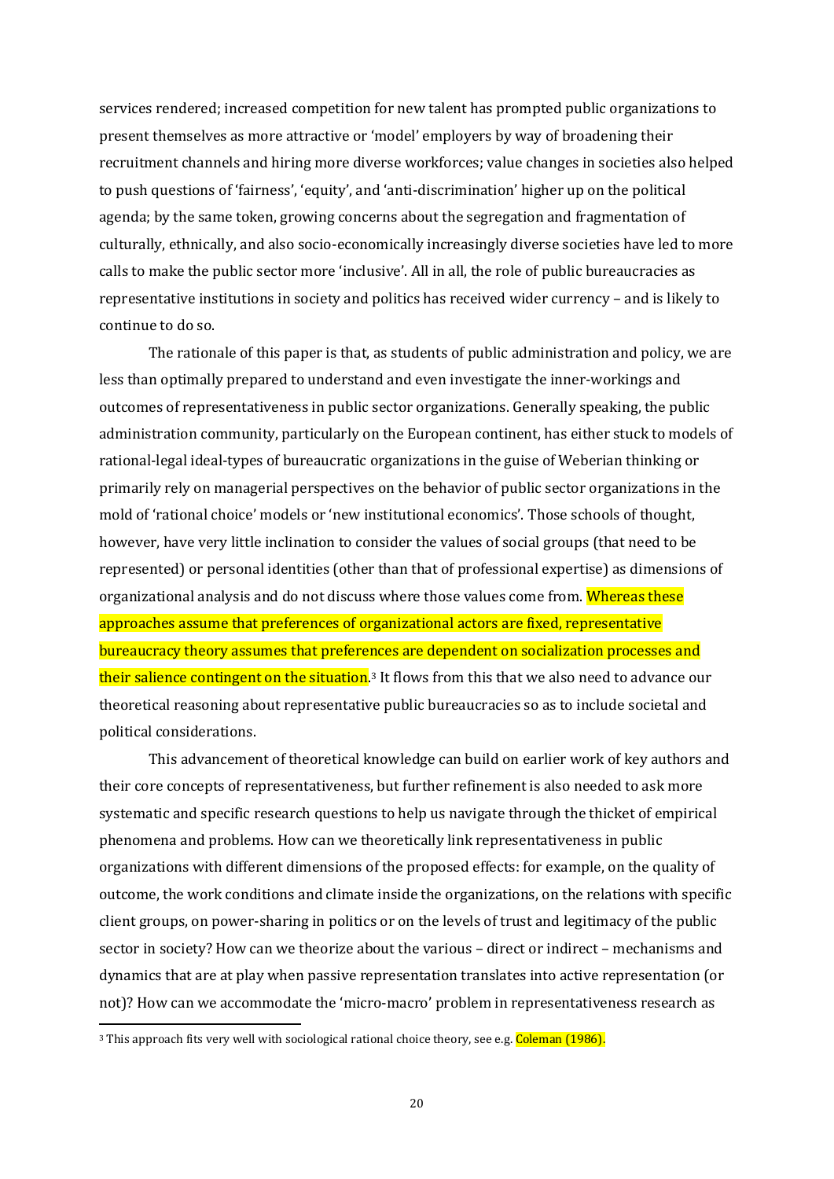services rendered; increased competition for new talent has prompted public organizations to present themselves as more attractive or 'model' employers by way of broadening their recruitment channels and hiring more diverse workforces; value changes in societies also helped to push questions of 'fairness', 'equity', and 'anti-discrimination' higher up on the political agenda; by the same token, growing concerns about the segregation and fragmentation of culturally, ethnically, and also socio-economically increasingly diverse societies have led to more calls to make the public sector more 'inclusive'. All in all, the role of public bureaucracies as representative institutions in society and politics has received wider currency – and is likely to continue to do so.

The rationale of this paper is that, as students of public administration and policy, we are less than optimally prepared to understand and even investigate the inner-workings and outcomes of representativeness in public sector organizations. Generally speaking, the public administration community, particularly on the European continent, has either stuck to models of rational-legal ideal-types of bureaucratic organizations in the guise of Weberian thinking or primarily rely on managerial perspectives on the behavior of public sector organizations in the mold of 'rational choice' models or 'new institutional economics'. Those schools of thought, however, have very little inclination to consider the values of social groups (that need to be represented) or personal identities (other than that of professional expertise) as dimensions of organizational analysis and do not discuss where those values come from. Whereas these approaches assume that preferences of organizational actors are fixed, representative bureaucracy theory assumes that preferences are dependent on socialization processes and their salience contingent on the situation.[3] It flows from this that we also need to advance our theoretical reasoning about representative public bureaucracies so as to include societal and political considerations.

This advancement of theoretical knowledge can build on earlier work of key authors and their core concepts of representativeness, but further refinement is also needed to ask more systematic and specific research questions to help us navigate through the thicket of empirical phenomena and problems. How can we theoretically link representativeness in public organizations with different dimensions of the proposed effects: for example, on the quality of outcome, the work conditions and climate inside the organizations, on the relations with specific client groups, on power-sharing in politics or on the levels of trust and legitimacy of the public sector in society? How can we theorize about the various – direct or indirect – mechanisms and dynamics that are at play when passive representation translates into active representation (or not)? How can we accommodate the 'micro-macro' problem in representativeness research as

[3] This approach fits very well with sociological rational choice theory, see e.g. Coleman (1986).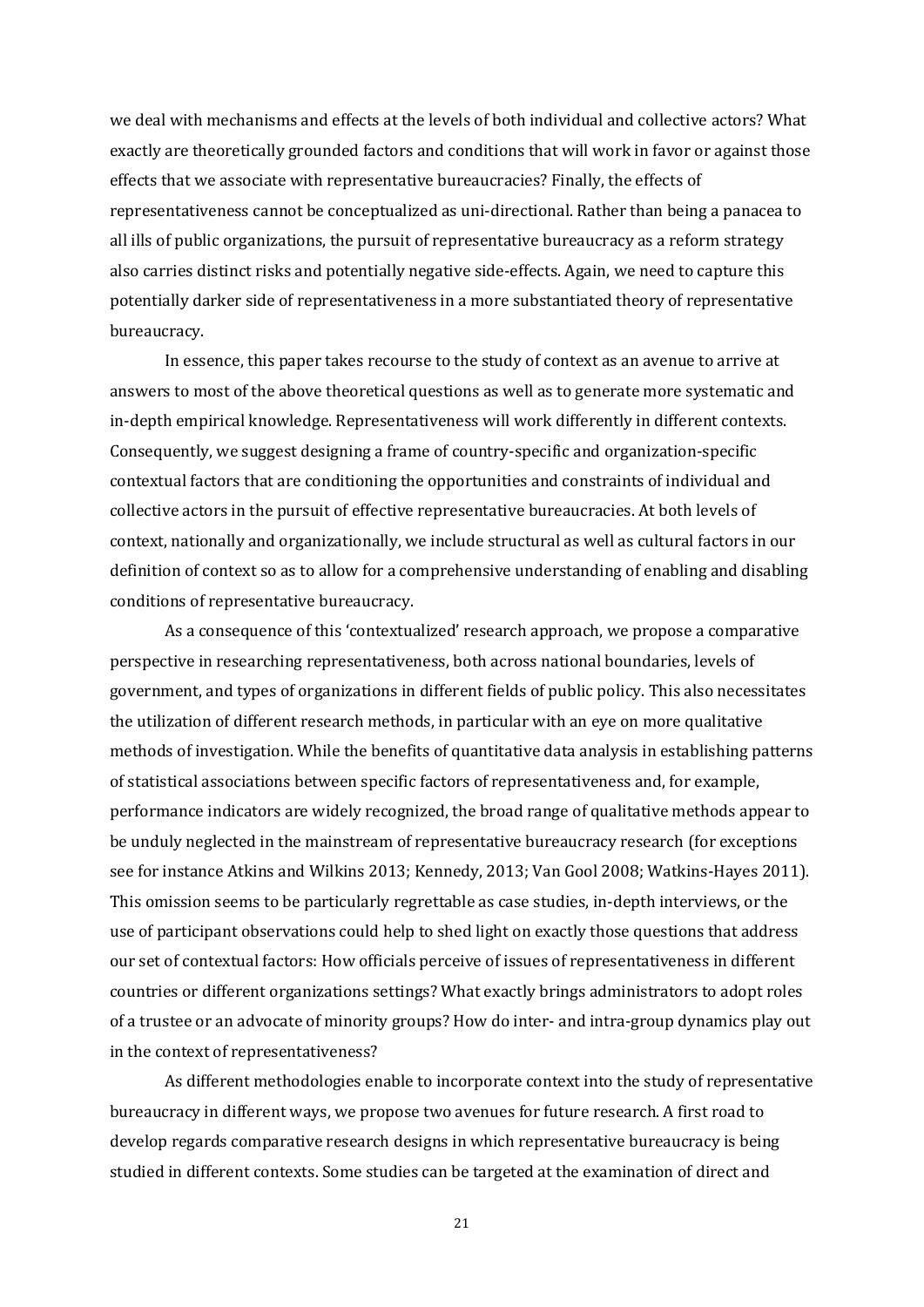we deal with mechanisms and effects at the levels of both individual and collective actors? What exactly are theoretically grounded factors and conditions that will work in favor or against those effects that we associate with representative bureaucracies? Finally, the effects of representativeness cannot be conceptualized as uni-directional. Rather than being a panacea to all ills of public organizations, the pursuit of representative bureaucracy as a reform strategy also carries distinct risks and potentially negative side-effects. Again, we need to capture this potentially darker side of representativeness in a more substantiated theory of representative bureaucracy.

In essence, this paper takes recourse to the study of context as an avenue to arrive at answers to most of the above theoretical questions as well as to generate more systematic and in-depth empirical knowledge. Representativeness will work differently in different contexts. Consequently, we suggest designing a frame of country-specific and organization-specific contextual factors that are conditioning the opportunities and constraints of individual and collective actors in the pursuit of effective representative bureaucracies. At both levels of context, nationally and organizationally, we include structural as well as cultural factors in our definition of context so as to allow for a comprehensive understanding of enabling and disabling conditions of representative bureaucracy.

As a consequence of this 'contextualized' research approach, we propose a comparative perspective in researching representativeness, both across national boundaries, levels of government, and types of organizations in different fields of public policy. This also necessitates the utilization of different research methods, in particular with an eye on more qualitative methods of investigation. While the benefits of quantitative data analysis in establishing patterns of statistical associations between specific factors of representativeness and, for example, performance indicators are widely recognized, the broad range of qualitative methods appear to be unduly neglected in the mainstream of representative bureaucracy research (for exceptions see for instance Atkins and Wilkins 2013; Kennedy, 2013; Van Gool 2008; Watkins-Hayes 2011). This omission seems to be particularly regrettable as case studies, in-depth interviews, or the use of participant observations could help to shed light on exactly those questions that address our set of contextual factors: How officials perceive of issues of representativeness in different countries or different organizations settings? What exactly brings administrators to adopt roles of a trustee or an advocate of minority groups? How do inter- and intra-group dynamics play out in the context of representativeness?

As different methodologies enable to incorporate context into the study of representative bureaucracy in different ways, we propose two avenues for future research. A first road to develop regards comparative research designs in which representative bureaucracy is being studied in different contexts. Some studies can be targeted at the examination of direct and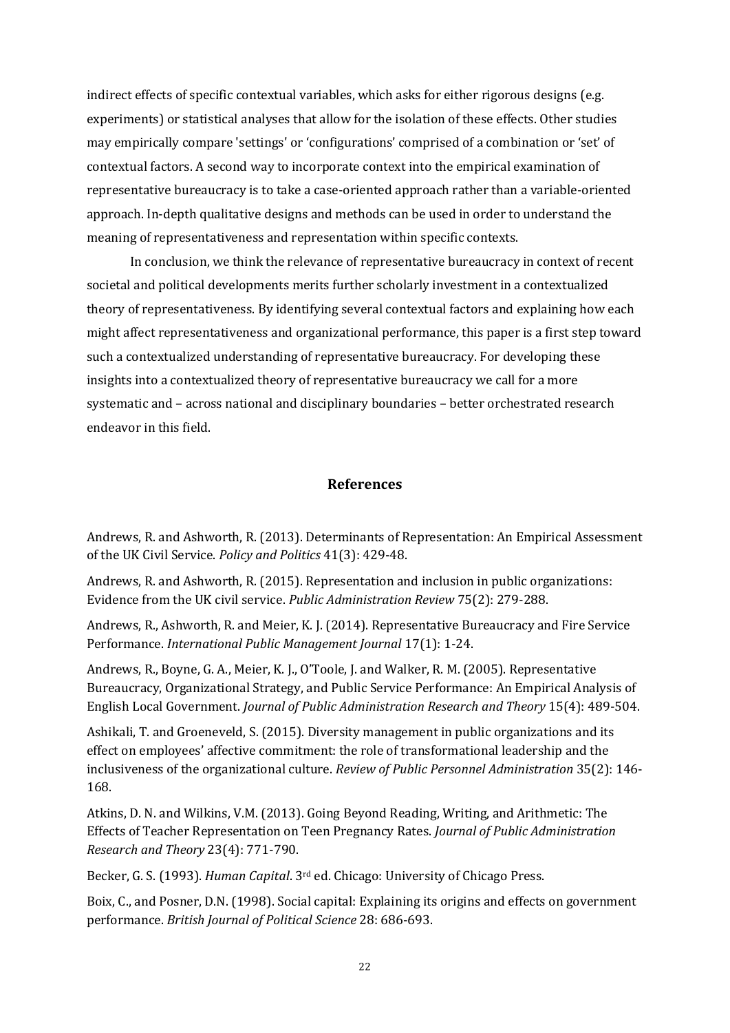indirect effects of specific contextual variables, which asks for either rigorous designs (e.g. experiments) or statistical analyses that allow for the isolation of these effects. Other studies may empirically compare 'settings' or 'configurations' comprised of a combination or 'set' of contextual factors. A second way to incorporate context into the empirical examination of representative bureaucracy is to take a case-oriented approach rather than a variable-oriented approach. In-depth qualitative designs and methods can be used in order to understand the meaning of representativeness and representation within specific contexts.

In conclusion, we think the relevance of representative bureaucracy in context of recent societal and political developments merits further scholarly investment in a contextualized theory of representativeness. By identifying several contextual factors and explaining how each might affect representativeness and organizational performance, this paper is a first step toward such a contextualized understanding of representative bureaucracy. For developing these insights into a contextualized theory of representative bureaucracy we call for a more systematic and – across national and disciplinary boundaries – better orchestrated research endeavor in this field.

## References

Andrews, R. and Ashworth, R. (2013). Determinants of Representation: An Empirical Assessment of the UK Civil Service. *Policy and Politics* 41(3): 429-48.

Andrews, R. and Ashworth, R. (2015). Representation and inclusion in public organizations: Evidence from the UK civil service. *Public Administration Review* 75(2): 279-288.

Andrews, R., Ashworth, R. and Meier, K. J. (2014). Representative Bureaucracy and Fire Service Performance. *International Public Management Journal* 17(1): 1-24.

Andrews, R., Boyne, G. A., Meier, K. J., O'Toole, J. and Walker, R. M. (2005). Representative Bureaucracy, Organizational Strategy, and Public Service Performance: An Empirical Analysis of English Local Government. *Journal of Public Administration Research and Theory* 15(4): 489-504.

Ashikali, T. and Groeneveld, S. (2015). Diversity management in public organizations and its effect on employees' affective commitment: the role of transformational leadership and the inclusiveness of the organizational culture. *Review of Public Personnel Administration* 35(2): 146-168.

Atkins, D. N. and Wilkins, V.M. (2013). Going Beyond Reading, Writing, and Arithmetic: The Effects of Teacher Representation on Teen Pregnancy Rates. *Journal of Public Administration Research and Theory* 23(4): 771-790.

Becker, G. S. (1993). *Human Capital*. 3rd ed. Chicago: University of Chicago Press.

Boix, C., and Posner, D.N. (1998). Social capital: Explaining its origins and effects on government performance. *British Journal of Political Science* 28: 686-693.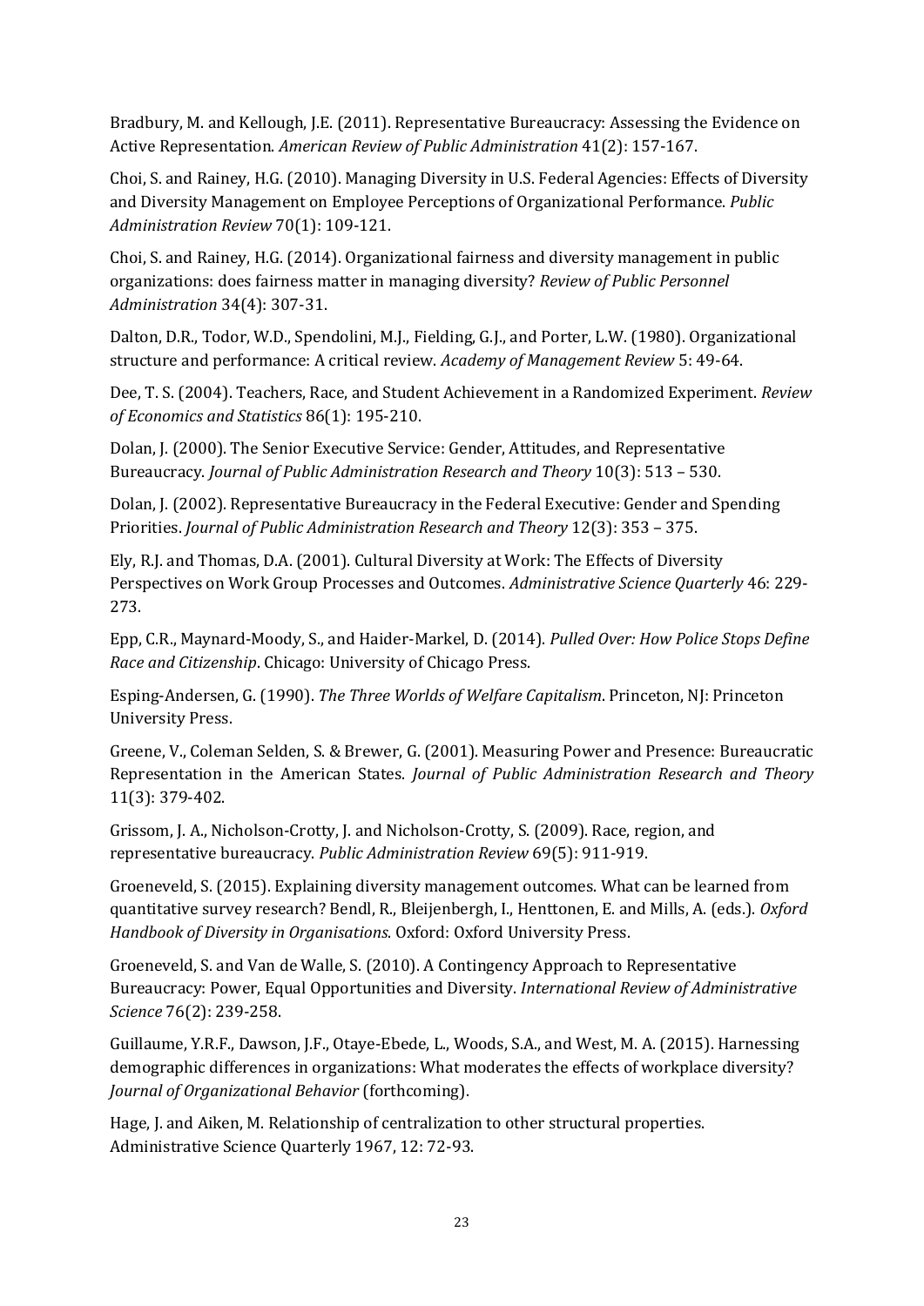Bradbury, M. and Kellough, J.E. (2011). Representative Bureaucracy: Assessing the Evidence on Active Representation. *American Review of Public Administration* 41(2): 157-167.

Choi, S. and Rainey, H.G. (2010). Managing Diversity in U.S. Federal Agencies: Effects of Diversity and Diversity Management on Employee Perceptions of Organizational Performance. *Public Administration Review* 70(1): 109-121.

Choi, S. and Rainey, H.G. (2014). Organizational fairness and diversity management in public organizations: does fairness matter in managing diversity? *Review of Public Personnel Administration* 34(4): 307-31.

Dalton, D.R., Todor, W.D., Spendolini, M.J., Fielding, G.J., and Porter, L.W. (1980). Organizational structure and performance: A critical review. *Academy of Management Review* 5: 49-64.

Dee, T. S. (2004). Teachers, Race, and Student Achievement in a Randomized Experiment. *Review of Economics and Statistics* 86(1): 195-210.

Dolan, J. (2000). The Senior Executive Service: Gender, Attitudes, and Representative Bureaucracy. *Journal of Public Administration Research and Theory* 10(3): 513 – 530.

Dolan, J. (2002). Representative Bureaucracy in the Federal Executive: Gender and Spending Priorities. *Journal of Public Administration Research and Theory* 12(3): 353 – 375.

Ely, R.J. and Thomas, D.A. (2001). Cultural Diversity at Work: The Effects of Diversity Perspectives on Work Group Processes and Outcomes. *Administrative Science Quarterly* 46: 229-273.

Epp, C.R., Maynard-Moody, S., and Haider-Markel, D. (2014). *Pulled Over: How Police Stops Define Race and Citizenship*. Chicago: University of Chicago Press.

Esping-Andersen, G. (1990). *The Three Worlds of Welfare Capitalism*. Princeton, NJ: Princeton University Press.

Greene, V., Coleman Selden, S. & Brewer, G. (2001). Measuring Power and Presence: Bureaucratic Representation in the American States. *Journal of Public Administration Research and Theory* 11(3): 379-402.

Grissom, J. A., Nicholson-Crotty, J. and Nicholson-Crotty, S. (2009). Race, region, and representative bureaucracy. *Public Administration Review* 69(5): 911-919.

Groeneveld, S. (2015). Explaining diversity management outcomes. What can be learned from quantitative survey research? Bendl, R., Bleijenbergh, I., Henttonen, E. and Mills, A. (eds.). *Oxford Handbook of Diversity in Organisations*. Oxford: Oxford University Press.

Groeneveld, S. and Van de Walle, S. (2010). A Contingency Approach to Representative Bureaucracy: Power, Equal Opportunities and Diversity. *International Review of Administrative Science* 76(2): 239-258.

Guillaume, Y.R.F., Dawson, J.F., Otaye-Ebede, L., Woods, S.A., and West, M. A. (2015). Harnessing demographic differences in organizations: What moderates the effects of workplace diversity? *Journal of Organizational Behavior* (forthcoming).

Hage, J. and Aiken, M. Relationship of centralization to other structural properties. Administrative Science Quarterly 1967, 12: 72-93.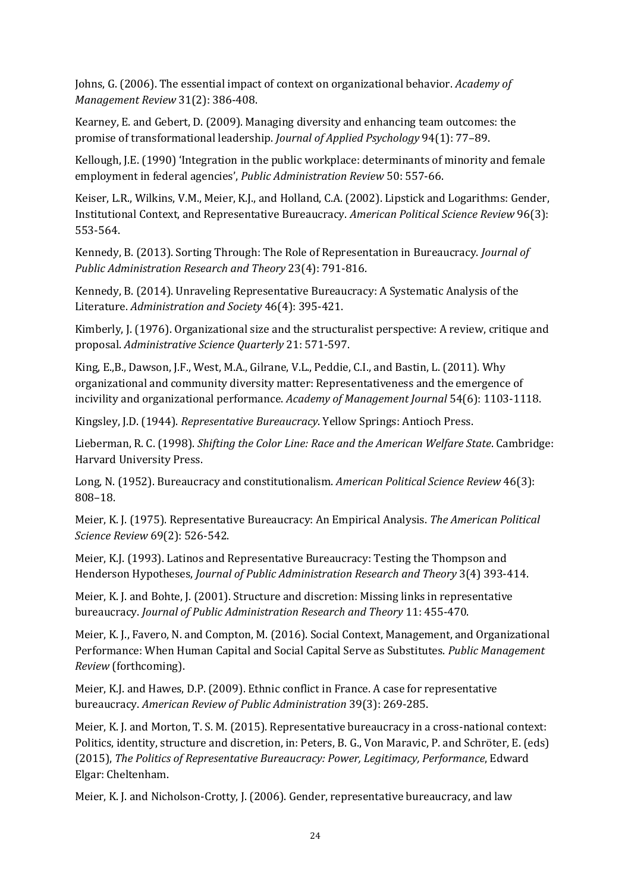Johns, G. (2006). The essential impact of context on organizational behavior. *Academy of Management Review* 31(2): 386-408.

Kearney, E. and Gebert, D. (2009). Managing diversity and enhancing team outcomes: the promise of transformational leadership. *Journal of Applied Psychology* 94(1): 77–89.

Kellough, J.E. (1990) 'Integration in the public workplace: determinants of minority and female employment in federal agencies', *Public Administration Review* 50: 557-66.

Keiser, L.R., Wilkins, V.M., Meier, K.J., and Holland, C.A. (2002). Lipstick and Logarithms: Gender, Institutional Context, and Representative Bureaucracy. *American Political Science Review* 96(3): 553-564.

Kennedy, B. (2013). Sorting Through: The Role of Representation in Bureaucracy. *Journal of Public Administration Research and Theory* 23(4): 791-816.

Kennedy, B. (2014). Unraveling Representative Bureaucracy: A Systematic Analysis of the Literature. *Administration and Society* 46(4): 395-421.

Kimberly, J. (1976). Organizational size and the structuralist perspective: A review, critique and proposal. *Administrative Science Quarterly* 21: 571-597.

King, E.,B., Dawson, J.F., West, M.A., Gilrane, V.L., Peddie, C.I., and Bastin, L. (2011). Why organizational and community diversity matter: Representativeness and the emergence of incivility and organizational performance. *Academy of Management Journal* 54(6): 1103-1118.

Kingsley, J.D. (1944). *Representative Bureaucracy*. Yellow Springs: Antioch Press.

Lieberman, R. C. (1998). *Shifting the Color Line: Race and the American Welfare State*. Cambridge: Harvard University Press.

Long, N. (1952). Bureaucracy and constitutionalism. *American Political Science Review* 46(3): 808–18.

Meier, K. J. (1975). Representative Bureaucracy: An Empirical Analysis. *The American Political Science Review* 69(2): 526-542.

Meier, K.J. (1993). Latinos and Representative Bureaucracy: Testing the Thompson and Henderson Hypotheses, *Journal of Public Administration Research and Theory* 3(4) 393-414.

Meier, K. J. and Bohte, J. (2001). Structure and discretion: Missing links in representative bureaucracy. *Journal of Public Administration Research and Theory* 11: 455-470.

Meier, K. J., Favero, N. and Compton, M. (2016). Social Context, Management, and Organizational Performance: When Human Capital and Social Capital Serve as Substitutes. *Public Management Review* (forthcoming).

Meier, K.J. and Hawes, D.P. (2009). Ethnic conflict in France. A case for representative bureaucracy. *American Review of Public Administration* 39(3): 269-285.

Meier, K. J. and Morton, T. S. M. (2015). Representative bureaucracy in a cross-national context: Politics, identity, structure and discretion, in: Peters, B. G., Von Maravic, P. and Schröter, E. (eds) (2015), *The Politics of Representative Bureaucracy: Power, Legitimacy, Performance*, Edward Elgar: Cheltenham.

Meier, K. J. and Nicholson-Crotty, J. (2006). Gender, representative bureaucracy, and law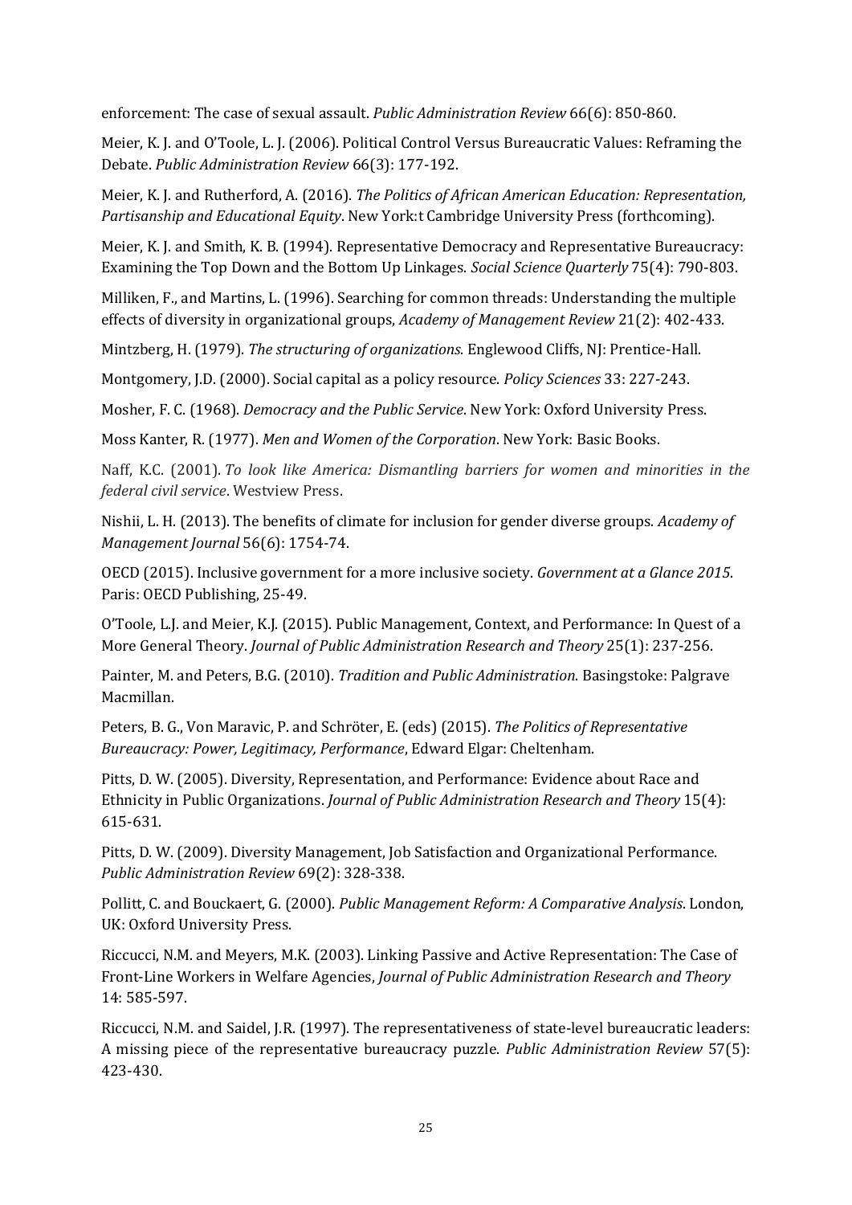enforcement: The case of sexual assault. *Public Administration Review* 66(6): 850-860.

Meier, K. J. and O'Toole, L. J. (2006). Political Control Versus Bureaucratic Values: Reframing the Debate. *Public Administration Review* 66(3): 177-192.

Meier, K. J. and Rutherford, A. (2016). *The Politics of African American Education: Representation, Partisanship and Educational Equity*. New York:t Cambridge University Press (forthcoming).

Meier, K. J. and Smith, K. B. (1994). Representative Democracy and Representative Bureaucracy: Examining the Top Down and the Bottom Up Linkages. *Social Science Quarterly* 75(4): 790-803.

Milliken, F., and Martins, L. (1996). Searching for common threads: Understanding the multiple effects of diversity in organizational groups, *Academy of Management Review* 21(2): 402-433.

Mintzberg, H. (1979). *The structuring of organizations*. Englewood Cliffs, NJ: Prentice-Hall.

Montgomery, J.D. (2000). Social capital as a policy resource. *Policy Sciences* 33: 227-243.

Mosher, F. C. (1968). *Democracy and the Public Service*. New York: Oxford University Press.

Moss Kanter, R. (1977). *Men and Women of the Corporation*. New York: Basic Books.

Naff, K.C. (2001). *To look like America: Dismantling barriers for women and minorities in the federal civil service*. Westview Press.

Nishii, L. H. (2013). The benefits of climate for inclusion for gender diverse groups. *Academy of Management Journal* 56(6): 1754-74.

OECD (2015). Inclusive government for a more inclusive society. *Government at a Glance 2015*. Paris: OECD Publishing, 25-49.

O'Toole, L.J. and Meier, K.J. (2015). Public Management, Context, and Performance: In Quest of a More General Theory. *Journal of Public Administration Research and Theory* 25(1): 237-256.

Painter, M. and Peters, B.G. (2010). *Tradition and Public Administration*. Basingstoke: Palgrave Macmillan.

Peters, B. G., Von Maravic, P. and Schröter, E. (eds) (2015). *The Politics of Representative Bureaucracy: Power, Legitimacy, Performance*, Edward Elgar: Cheltenham.

Pitts, D. W. (2005). Diversity, Representation, and Performance: Evidence about Race and Ethnicity in Public Organizations. *Journal of Public Administration Research and Theory* 15(4): 615-631.

Pitts, D. W. (2009). Diversity Management, Job Satisfaction and Organizational Performance. *Public Administration Review* 69(2): 328-338.

Pollitt, C. and Bouckaert, G. (2000). *Public Management Reform: A Comparative Analysis*. London, UK: Oxford University Press.

Riccucci, N.M. and Meyers, M.K. (2003). Linking Passive and Active Representation: The Case of Front-Line Workers in Welfare Agencies, *Journal of Public Administration Research and Theory* 14: 585-597.

Riccucci, N.M. and Saidel, J.R. (1997). The representativeness of state-level bureaucratic leaders: A missing piece of the representative bureaucracy puzzle. *Public Administration Review* 57(5): 423-430.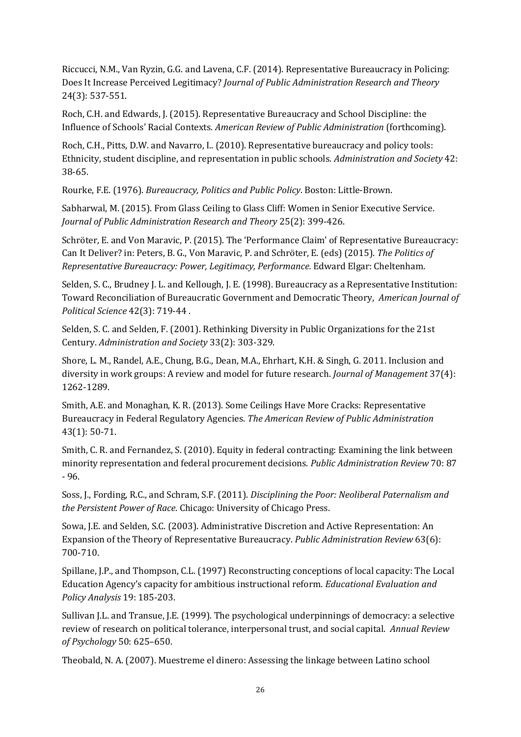Riccucci, N.M., Van Ryzin, G.G. and Lavena, C.F. (2014). Representative Bureaucracy in Policing: Does It Increase Perceived Legitimacy? *Journal of Public Administration Research and Theory* 24(3): 537-551.

Roch, C.H. and Edwards, J. (2015). Representative Bureaucracy and School Discipline: the Influence of Schools' Racial Contexts. *American Review of Public Administration* (forthcoming).

Roch, C.H., Pitts, D.W. and Navarro, I.. (2010). Representative bureaucracy and policy tools: Ethnicity, student discipline, and representation in public schools. *Administration and Society* 42: 38-65.

Rourke, F.E. (1976). *Bureaucracy, Politics and Public Policy*. Boston: Little-Brown.

Sabharwal, M. (2015). From Glass Ceiling to Glass Cliff: Women in Senior Executive Service. *Journal of Public Administration Research and Theory* 25(2): 399-426.

Schröter, E. and Von Maravic, P. (2015). The 'Performance Claim' of Representative Bureaucracy: Can It Deliver? in: Peters, B. G., Von Maravic, P. and Schröter, E. (eds) (2015). *The Politics of Representative Bureaucracy: Power, Legitimacy, Performance.* Edward Elgar: Cheltenham.

Selden, S. C., Brudney J. L. and Kellough, J. E. (1998). Bureaucracy as a Representative Institution: Toward Reconciliation of Bureaucratic Government and Democratic Theory, *American Journal of Political Science* 42(3): 719-44 .

Selden, S. C. and Selden, F. (2001). Rethinking Diversity in Public Organizations for the 21st Century. *Administration and Society* 33(2): 303-329.

Shore, L. M., Randel, A.E., Chung, B.G., Dean, M.A., Ehrhart, K.H. & Singh, G. 2011. Inclusion and diversity in work groups: A review and model for future research. *Journal of Management* 37(4): 1262-1289.

Smith, A.E. and Monaghan, K. R. (2013). Some Ceilings Have More Cracks: Representative Bureaucracy in Federal Regulatory Agencies. *The American Review of Public Administration* 43(1): 50-71.

Smith, C. R. and Fernandez, S. (2010). Equity in federal contracting: Examining the link between minority representation and federal procurement decisions. *Public Administration Review* 70: 87 - 96.

Soss, J., Fording, R.C., and Schram, S.F. (2011). *Disciplining the Poor: Neoliberal Paternalism and the Persistent Power of Race*. Chicago: University of Chicago Press.

Sowa, J.E. and Selden, S.C. (2003). Administrative Discretion and Active Representation: An Expansion of the Theory of Representative Bureaucracy. *Public Administration Review* 63(6): 700-710.

Spillane, J.P., and Thompson, C.L. (1997) Reconstructing conceptions of local capacity: The Local Education Agency's capacity for ambitious instructional reform. *Educational Evaluation and Policy Analysis* 19: 185-203.

Sullivan J.L. and Transue, J.E. (1999). The psychological underpinnings of democracy: a selective review of research on political tolerance, interpersonal trust, and social capital. *Annual Review of Psychology* 50: 625–650.

Theobald, N. A. (2007). Muestreme el dinero: Assessing the linkage between Latino school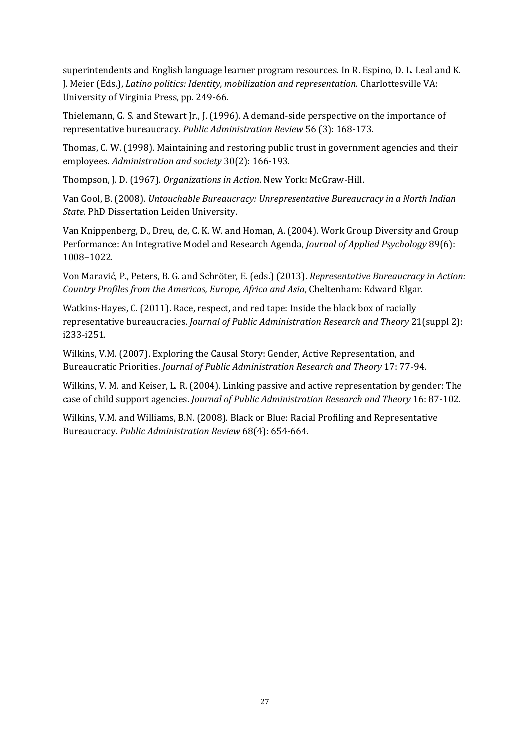superintendents and English language learner program resources. In R. Espino, D. L. Leal and K. J. Meier (Eds.), *Latino politics: Identity, mobilization and representation*. Charlottesville VA: University of Virginia Press, pp. 249-66.

Thielemann, G. S. and Stewart Jr., J. (1996). A demand-side perspective on the importance of representative bureaucracy. *Public Administration Review* 56 (3): 168-173.

Thomas, C. W. (1998). Maintaining and restoring public trust in government agencies and their employees. *Administration and society* 30(2): 166-193.

Thompson, J. D. (1967). *Organizations in Action*. New York: McGraw-Hill.

Van Gool, B. (2008). *Untouchable Bureaucracy: Unrepresentative Bureaucracy in a North Indian State*. PhD Dissertation Leiden University.

Van Knippenberg, D., Dreu, de, C. K. W. and Homan, A. (2004). Work Group Diversity and Group Performance: An Integrative Model and Research Agenda, *Journal of Applied Psychology* 89(6): 1008–1022.

Von Maravić, P., Peters, B. G. and Schröter, E. (eds.) (2013). *Representative Bureaucracy in Action: Country Profiles from the Americas, Europe, Africa and Asia*, Cheltenham: Edward Elgar.

Watkins-Hayes, C. (2011). Race, respect, and red tape: Inside the black box of racially representative bureaucracies. *Journal of Public Administration Research and Theory* 21(suppl 2): i233-i251.

Wilkins, V.M. (2007). Exploring the Causal Story: Gender, Active Representation, and Bureaucratic Priorities. *Journal of Public Administration Research and Theory* 17: 77-94.

Wilkins, V. M. and Keiser, L. R. (2004). Linking passive and active representation by gender: The case of child support agencies. *Journal of Public Administration Research and Theory* 16: 87-102.

Wilkins, V.M. and Williams, B.N. (2008). Black or Blue: Racial Profiling and Representative Bureaucracy. *Public Administration Review* 68(4): 654-664.